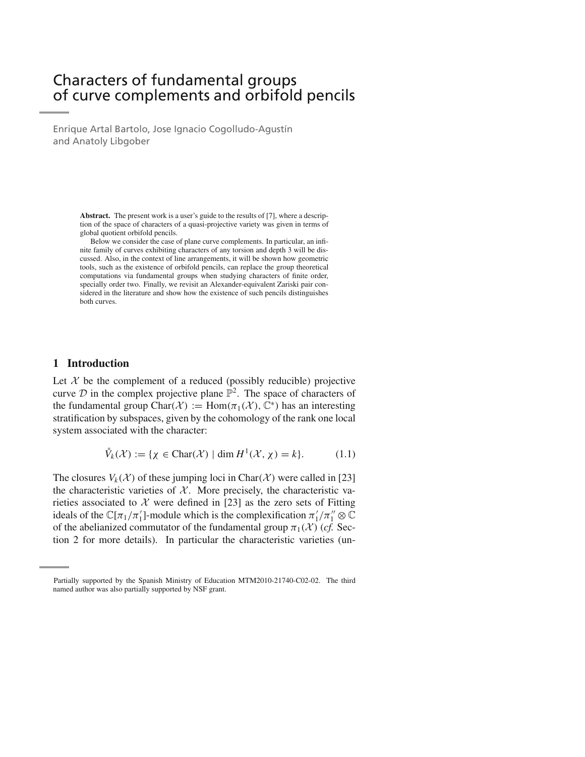# Characters of fundamental groups of curve complements and orbifold pencils

Enrique Artal Bartolo, Jose Ignacio Cogolludo-Agustín and Anatoly Libgober

**Abstract.** The present work is a user's guide to the results of [7], where a description of the space of characters of a quasi-projective variety was given in terms of global quotient orbifold pencils.

Below we consider the case of plane curve complements. In particular, an infinite family of curves exhibiting characters of any torsion and depth 3 will be discussed. Also, in the context of line arrangements, it will be shown how geometric tools, such as the existence of orbifold pencils, can replace the group theoretical computations via fundamental groups when studying characters of finite order, specially order two. Finally, we revisit an Alexander-equivalent Zariski pair considered in the literature and show how the existence of such pencils distinguishes both curves.

## 1 Introduction

Let $\mathcal{X}$ be the complement of a reduced (possibly reducible) projective curve $\mathcal{D}$ in the complex projective plane $\mathbb{P}^2$. The space of characters of the fundamental group $\operatorname{Char}(\mathcal{X}) := \operatorname{Hom}(\pi_1(\mathcal{X}), \mathbb{C}^*)$ has an interesting stratification by subspaces, given by the cohomology of the rank one local system associated with the character:

$$\mathring{V}_k(\mathcal{X}) := \{\chi \in \operatorname{Char}(\mathcal{X}) \mid \dim H^1(\mathcal{X}, \chi) = k\}. \tag{1.1}$$

The closures $V_k(\mathcal{X})$ of these jumping loci in $\operatorname{Char}(\mathcal{X})$ were called in [23] the characteristic varieties of $\mathcal{X}$. More precisely, the characteristic varieties associated to $\mathcal{X}$ were defined in [23] as the zero sets of Fitting ideals of the $\mathbb{C}[\pi_1/\pi_1']$-module which is the complexification $\pi_1'/\pi_1'' \otimes \mathbb{C}$ of the abelianized commutator of the fundamental group $\pi_1(\mathcal{X})$ (*cf.* Section 2 for more details). In particular the characteristic varieties (un-

Partially supported by the Spanish Ministry of Education MTM2010-21740-C02-02. The third named author was also partially supported by NSF grant.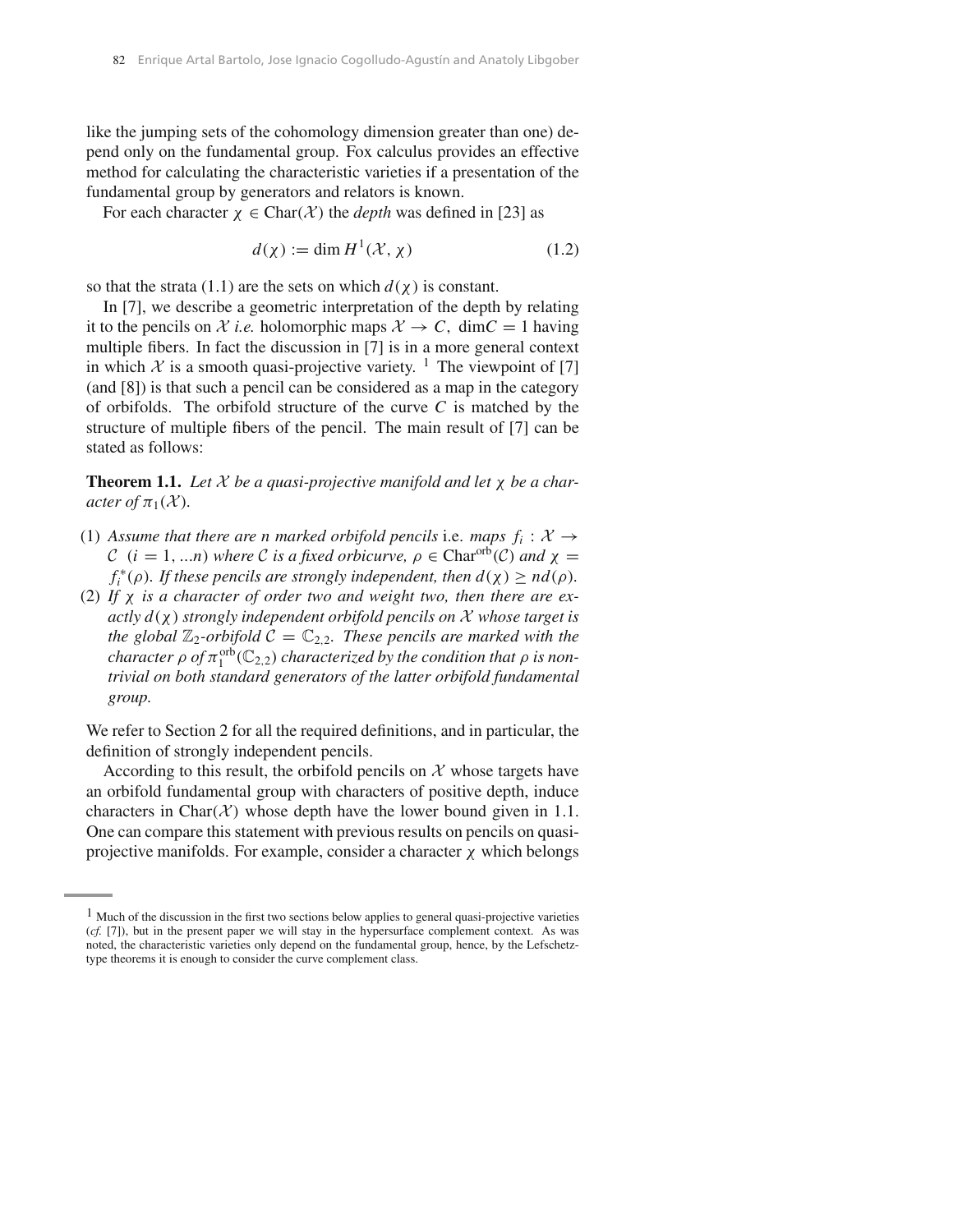like the jumping sets of the cohomology dimension greater than one) depend only on the fundamental group. Fox calculus provides an effective method for calculating the characteristic varieties if a presentation of the fundamental group by generators and relators is known.

For each character $\chi \in \mathrm{Char}(\mathcal{X})$ the *depth* was defined in [23] as

$$d(\chi) := \dim H^1(\mathcal{X}, \chi) \tag{1.2}$$

so that the strata (1.1) are the sets on which $d(\chi)$ is constant.

In [7], we describe a geometric interpretation of the depth by relating it to the pencils on $\mathcal{X}$ *i.e.* holomorphic maps $\mathcal{X} \to C$, $\dim C = 1$ having multiple fibers. In fact the discussion in [7] is in a more general context in which $\mathcal{X}$ is a smooth quasi-projective variety. [1] The viewpoint of [7] (and [8]) is that such a pencil can be considered as a map in the category of orbifolds. The orbifold structure of the curve $C$ is matched by the structure of multiple fibers of the pencil. The main result of [7] can be stated as follows:

**Theorem 1.1.** *Let $\mathcal{X}$ be a quasi-projective manifold and let $\chi$ be a character of $\pi_1(\mathcal{X})$.*

1. *Assume that there are $n$ marked orbifold pencils* i.e. *maps $f_i : \mathcal{X} \to \mathcal{C}$ $(i = 1, \ldots n)$ where $\mathcal{C}$ is a fixed orbicurve, $\rho \in \mathrm{Char}^{\mathrm{orb}}(\mathcal{C})$ and $\chi = f_i^*(\rho)$. If these pencils are strongly independent, then $d(\chi) \geq n d(\rho)$.*
2. *If $\chi$ is a character of order two and weight two, then there are exactly $d(\chi)$ strongly independent orbifold pencils on $\mathcal{X}$ whose target is the global $\mathbb{Z}_2$-orbifold $\mathcal{C} = \mathbb{C}_{2,2}$. These pencils are marked with the character $\rho$ of $\pi_1^{\mathrm{orb}}(\mathbb{C}_{2,2})$ characterized by the condition that $\rho$ is nontrivial on both standard generators of the latter orbifold fundamental group.*

We refer to Section 2 for all the required definitions, and in particular, the definition of strongly independent pencils.

According to this result, the orbifold pencils on $\mathcal{X}$ whose targets have an orbifold fundamental group with characters of positive depth, induce characters in $\mathrm{Char}(\mathcal{X})$ whose depth have the lower bound given in 1.1. One can compare this statement with previous results on pencils on quasi-projective manifolds. For example, consider a character $\chi$ which belongs

---

[1] Much of the discussion in the first two sections below applies to general quasi-projective varieties (*cf.* [7]), but in the present paper we will stay in the hypersurface complement context. As was noted, the characteristic varieties only depend on the fundamental group, hence, by the Lefschetz-type theorems it is enough to consider the curve complement class.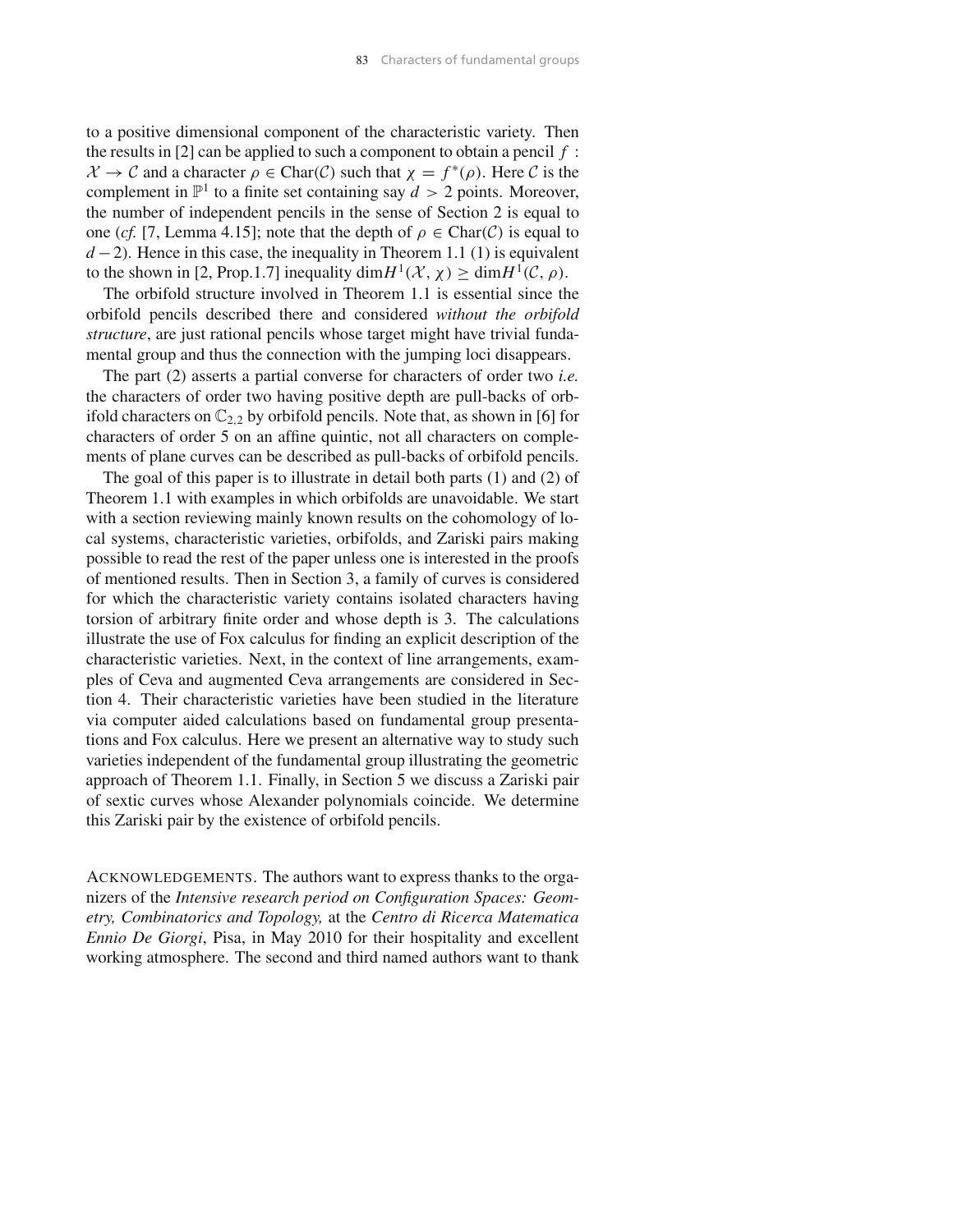to a positive dimensional component of the characteristic variety. Then the results in [2] can be applied to such a component to obtain a pencil $f : \mathcal{X} \to \mathcal{C}$ and a character $\rho \in \mathrm{Char}(\mathcal{C})$ such that $\chi = f^*(\rho)$. Here $\mathcal{C}$ is the complement in $\mathbb{P}^1$ to a finite set containing say $d > 2$ points. Moreover, the number of independent pencils in the sense of Section 2 is equal to one (*cf.* [7, Lemma 4.15]; note that the depth of $\rho \in \mathrm{Char}(\mathcal{C})$ is equal to $d-2$). Hence in this case, the inequality in Theorem 1.1 (1) is equivalent to the shown in [2, Prop.1.7] inequality $\dim H^1(\mathcal{X}, \chi) \geq \dim H^1(\mathcal{C}, \rho)$.

The orbifold structure involved in Theorem 1.1 is essential since the orbifold pencils described there and considered *without the orbifold structure*, are just rational pencils whose target might have trivial fundamental group and thus the connection with the jumping loci disappears.

The part (2) asserts a partial converse for characters of order two *i.e.* the characters of order two having positive depth are pull-backs of orbifold characters on $\mathbb{C}_{2,2}$ by orbifold pencils. Note that, as shown in [6] for characters of order 5 on an affine quintic, not all characters on complements of plane curves can be described as pull-backs of orbifold pencils.

The goal of this paper is to illustrate in detail both parts (1) and (2) of Theorem 1.1 with examples in which orbifolds are unavoidable. We start with a section reviewing mainly known results on the cohomology of local systems, characteristic varieties, orbifolds, and Zariski pairs making possible to read the rest of the paper unless one is interested in the proofs of mentioned results. Then in Section 3, a family of curves is considered for which the characteristic variety contains isolated characters having torsion of arbitrary finite order and whose depth is 3. The calculations illustrate the use of Fox calculus for finding an explicit description of the characteristic varieties. Next, in the context of line arrangements, examples of Ceva and augmented Ceva arrangements are considered in Section 4. Their characteristic varieties have been studied in the literature via computer aided calculations based on fundamental group presentations and Fox calculus. Here we present an alternative way to study such varieties independent of the fundamental group illustrating the geometric approach of Theorem 1.1. Finally, in Section 5 we discuss a Zariski pair of sextic curves whose Alexander polynomials coincide. We determine this Zariski pair by the existence of orbifold pencils.

ACKNOWLEDGEMENTS. The authors want to express thanks to the organizers of the *Intensive research period on Configuration Spaces: Geometry, Combinatorics and Topology,* at the *Centro di Ricerca Matematica Ennio De Giorgi*, Pisa, in May 2010 for their hospitality and excellent working atmosphere. The second and third named authors want to thank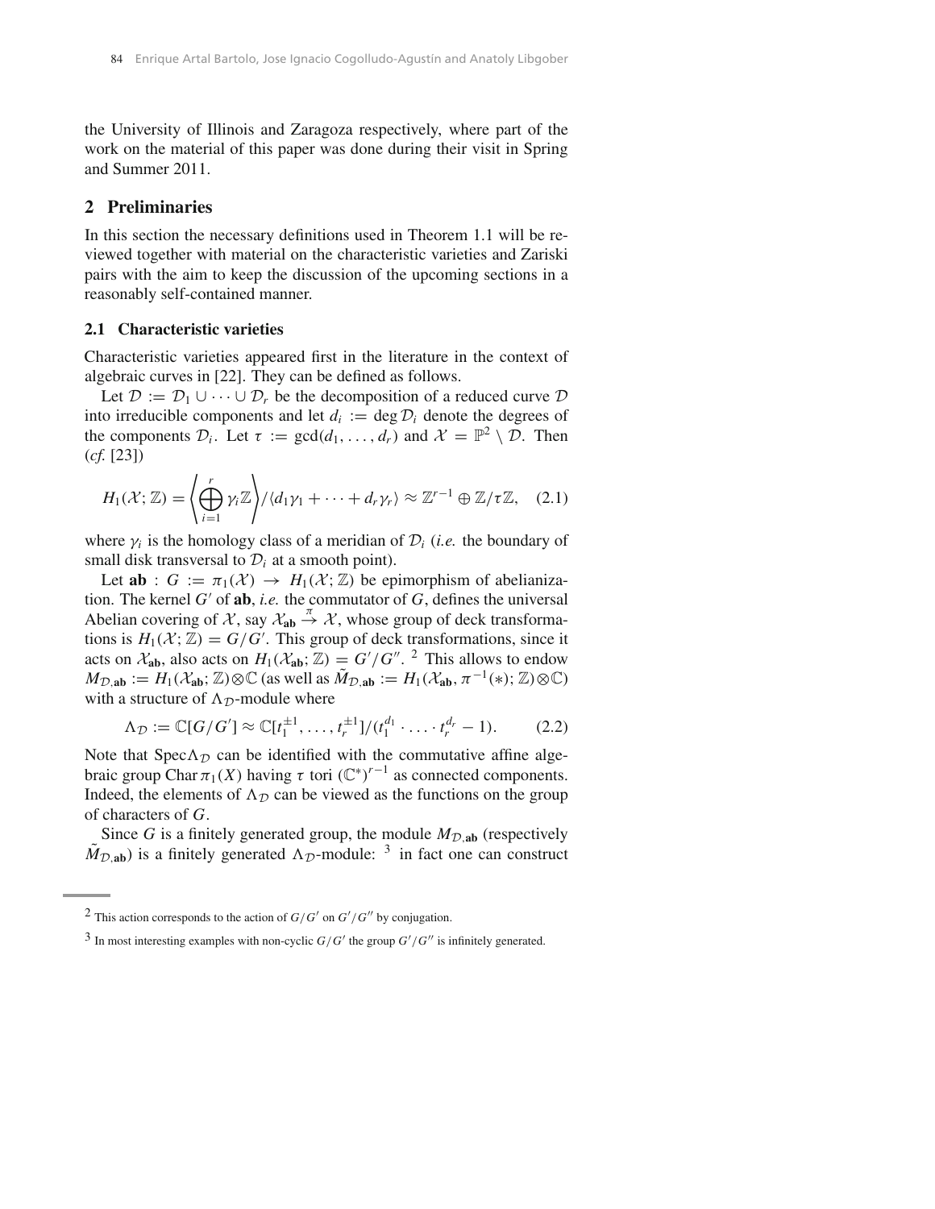the University of Illinois and Zaragoza respectively, where part of the work on the material of this paper was done during their visit in Spring and Summer 2011.

## 2 Preliminaries

In this section the necessary definitions used in Theorem 1.1 will be reviewed together with material on the characteristic varieties and Zariski pairs with the aim to keep the discussion of the upcoming sections in a reasonably self-contained manner.

### 2.1 Characteristic varieties

Characteristic varieties appeared first in the literature in the context of algebraic curves in [22]. They can be defined as follows.

Let $\mathcal{D} := \mathcal{D}_1 \cup \cdots \cup \mathcal{D}_r$ be the decomposition of a reduced curve $\mathcal{D}$ into irreducible components and let $d_i := \deg \mathcal{D}_i$ denote the degrees of the components $\mathcal{D}_i$. Let $\tau := \gcd(d_1, \ldots, d_r)$ and $\mathcal{X} = \mathbb{P}^2 \setminus \mathcal{D}$. Then (*cf.* [23])

$$H_1(\mathcal{X}; \mathbb{Z}) = \left\langle \bigoplus_{i=1}^{r} \gamma_i \mathbb{Z} \right\rangle / \langle d_1\gamma_1 + \cdots + d_r\gamma_r \rangle \approx \mathbb{Z}^{r-1} \oplus \mathbb{Z}/\tau\mathbb{Z}, \quad (2.1)$$

where $\gamma_i$ is the homology class of a meridian of $\mathcal{D}_i$ (*i.e.* the boundary of small disk transversal to $\mathcal{D}_i$ at a smooth point).

Let $\mathbf{ab} : G := \pi_1(\mathcal{X}) \to H_1(\mathcal{X}; \mathbb{Z})$ be epimorphism of abelianization. The kernel $G'$ of $\mathbf{ab}$, *i.e.* the commutator of $G$, defines the universal Abelian covering of $\mathcal{X}$, say $\mathcal{X}_{\mathbf{ab}} \overset{\pi}{\to} \mathcal{X}$, whose group of deck transformations is $H_1(\mathcal{X}; \mathbb{Z}) = G/G'$. This group of deck transformations, since it acts on $\mathcal{X}_{\mathbf{ab}}$, also acts on $H_1(\mathcal{X}_{\mathbf{ab}}; \mathbb{Z}) = G'/G''$. [2] This allows to endow $M_{\mathcal{D},\mathbf{ab}} := H_1(\mathcal{X}_{\mathbf{ab}}; \mathbb{Z}) \otimes \mathbb{C}$ (as well as $\tilde{M}_{\mathcal{D},\mathbf{ab}} := H_1(\mathcal{X}_{\mathbf{ab}}, \pi^{-1}(*); \mathbb{Z}) \otimes \mathbb{C}$) with a structure of $\Lambda_{\mathcal{D}}$-module where

$$\Lambda_{\mathcal{D}} := \mathbb{C}[G/G'] \approx \mathbb{C}[t_1^{\pm 1}, \ldots, t_r^{\pm 1}]/(t_1^{d_1} \cdot \ldots \cdot t_r^{d_r} - 1). \quad (2.2)$$

Note that $\operatorname{Spec}\Lambda_{\mathcal{D}}$ can be identified with the commutative affine algebraic group $\operatorname{Char} \pi_1(X)$ having $\tau$ tori $(\mathbb{C}^*)^{r-1}$ as connected components. Indeed, the elements of $\Lambda_{\mathcal{D}}$ can be viewed as the functions on the group of characters of $G$.

Since $G$ is a finitely generated group, the module $M_{\mathcal{D},\mathbf{ab}}$ (respectively $\tilde{M}_{\mathcal{D},\mathbf{ab}}$) is a finitely generated $\Lambda_{\mathcal{D}}$-module: [3] in fact one can construct

---

[2] This action corresponds to the action of $G/G'$ on $G'/G''$ by conjugation.

[3] In most interesting examples with non-cyclic $G/G'$ the group $G'/G''$ is infinitely generated.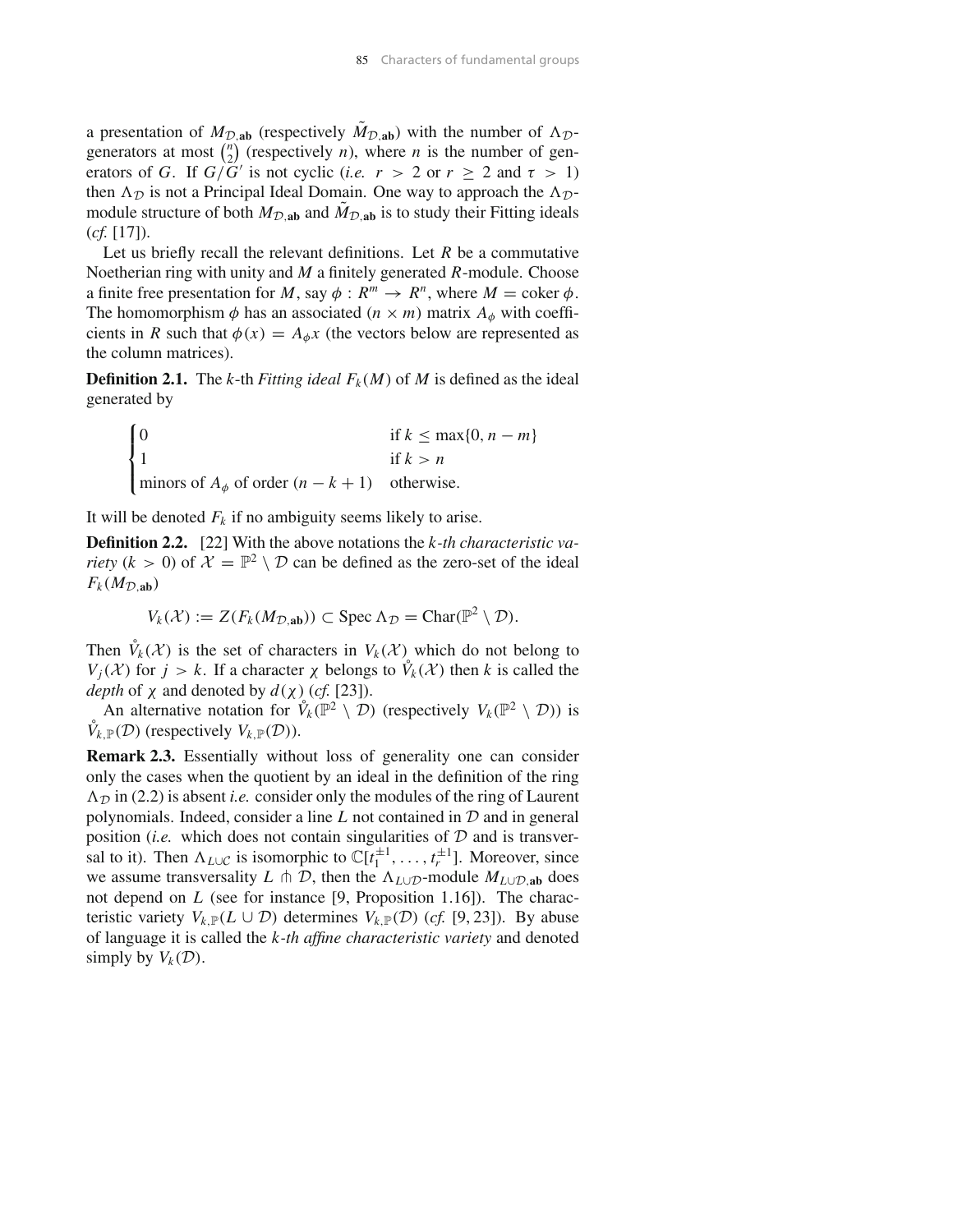a presentation of $M_{\mathcal{D},\mathbf{ab}}$ (respectively $\tilde{M}_{\mathcal{D},\mathbf{ab}}$) with the number of $\Lambda_{\mathcal{D}}$-generators at most $\binom{n}{2}$ (respectively $n$), where $n$ is the number of generators of $G$. If $G/G'$ is not cyclic (*i.e.* $r > 2$ or $r \geq 2$ and $\tau > 1$) then $\Lambda_{\mathcal{D}}$ is not a Principal Ideal Domain. One way to approach the $\Lambda_{\mathcal{D}}$-module structure of both $M_{\mathcal{D},\mathbf{ab}}$ and $\tilde{M}_{\mathcal{D},\mathbf{ab}}$ is to study their Fitting ideals (*cf.* [17]).

Let us briefly recall the relevant definitions. Let $R$ be a commutative Noetherian ring with unity and $M$ a finitely generated $R$-module. Choose a finite free presentation for $M$, say $\phi : R^m \to R^n$, where $M = \operatorname{coker} \phi$. The homomorphism $\phi$ has an associated $(n \times m)$ matrix $A_\phi$ with coefficients in $R$ such that $\phi(x) = A_\phi x$ (the vectors below are represented as the column matrices).

**Definition 2.1.** The $k$-th *Fitting ideal* $F_k(M)$ of $M$ is defined as the ideal generated by

$$
\begin{cases}
0 & \text{if } k \leq \max\{0, n-m\} \\
1 & \text{if } k > n \\
\text{minors of } A_\phi \text{ of order } (n-k+1) & \text{otherwise.}
\end{cases}
$$

It will be denoted $F_k$ if no ambiguity seems likely to arise.

**Definition 2.2.** [22] With the above notations the *$k$-th characteristic variety* ($k > 0$) of $\mathcal{X} = \mathbb{P}^2 \setminus \mathcal{D}$ can be defined as the zero-set of the ideal $F_k(M_{\mathcal{D},\mathbf{ab}})$

$$
V_k(\mathcal{X}) := Z(F_k(M_{\mathcal{D},\mathbf{ab}})) \subset \operatorname{Spec} \Lambda_{\mathcal{D}} = \operatorname{Char}(\mathbb{P}^2 \setminus \mathcal{D}).
$$

Then $\mathring{V}_k(\mathcal{X})$ is the set of characters in $V_k(\mathcal{X})$ which do not belong to $V_j(\mathcal{X})$ for $j > k$. If a character $\chi$ belongs to $\mathring{V}_k(\mathcal{X})$ then $k$ is called the *depth* of $\chi$ and denoted by $d(\chi)$ (*cf.* [23]).

An alternative notation for $\mathring{V}_k(\mathbb{P}^2 \setminus \mathcal{D})$ (respectively $V_k(\mathbb{P}^2 \setminus \mathcal{D})$) is $\mathring{V}_{k,\mathbb{P}}(\mathcal{D})$ (respectively $V_{k,\mathbb{P}}(\mathcal{D})$).

**Remark 2.3.** Essentially without loss of generality one can consider only the cases when the quotient by an ideal in the definition of the ring $\Lambda_{\mathcal{D}}$ in (2.2) is absent *i.e.* consider only the modules of the ring of Laurent polynomials. Indeed, consider a line $L$ not contained in $\mathcal{D}$ and in general position (*i.e.* which does not contain singularities of $\mathcal{D}$ and is transversal to it). Then $\Lambda_{L\cup\mathcal{C}}$ is isomorphic to $\mathbb{C}[t_1^{\pm 1}, \ldots, t_r^{\pm 1}]$. Moreover, since we assume transversality $L \pitchfork \mathcal{D}$, then the $\Lambda_{L\cup\mathcal{D}}$-module $M_{L\cup\mathcal{D},\mathbf{ab}}$ does not depend on $L$ (see for instance [9, Proposition 1.16]). The characteristic variety $V_{k,\mathbb{P}}(L \cup \mathcal{D})$ determines $V_{k,\mathbb{P}}(\mathcal{D})$ (*cf.* [9, 23]). By abuse of language it is called the *$k$-th affine characteristic variety* and denoted simply by $V_k(\mathcal{D})$.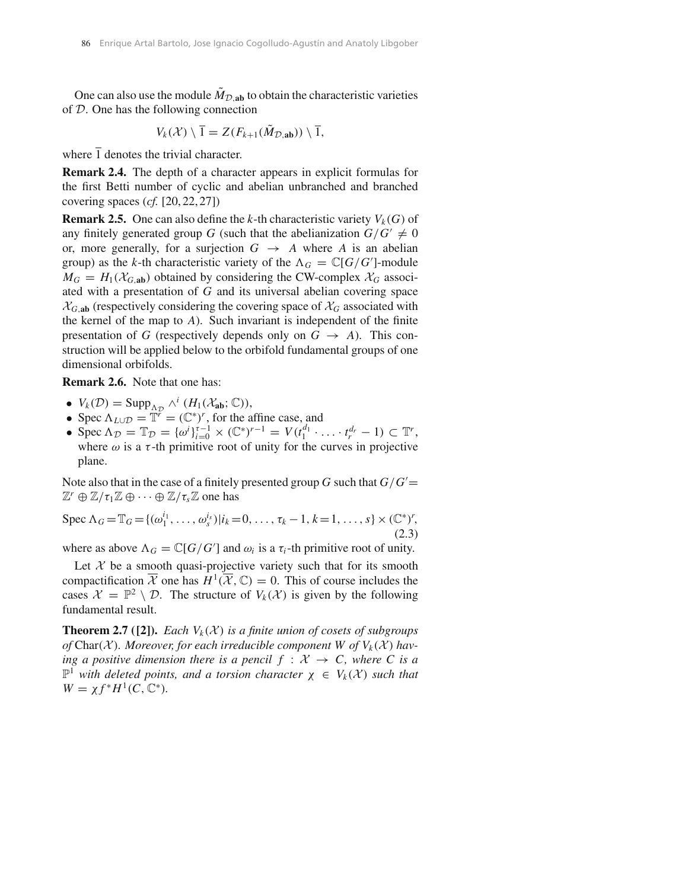One can also use the module $\tilde{M}_{\mathcal{D},\mathbf{ab}}$ to obtain the characteristic varieties of $\mathcal{D}$. One has the following connection

$$V_k(\mathcal{X}) \setminus \overline{1} = Z(F_{k+1}(\tilde{M}_{\mathcal{D},\mathbf{ab}})) \setminus \overline{1},$$

where $\overline{1}$ denotes the trivial character.

**Remark 2.4.** The depth of a character appears in explicit formulas for the first Betti number of cyclic and abelian unbranched and branched covering spaces (*cf.* [20, 22, 27])

**Remark 2.5.** One can also define the $k$-th characteristic variety $V_k(G)$ of any finitely generated group $G$ (such that the abelianization $G/G' \neq 0$ or, more generally, for a surjection $G \to A$ where $A$ is an abelian group) as the $k$-th characteristic variety of the $\Lambda_G = \mathbb{C}[G/G']$-module $M_G = H_1(\mathcal{X}_{G,\mathbf{ab}})$ obtained by considering the CW-complex $\mathcal{X}_G$ associated with a presentation of $G$ and its universal abelian covering space $\mathcal{X}_{G,\mathbf{ab}}$ (respectively considering the covering space of $\mathcal{X}_G$ associated with the kernel of the map to $A$). Such invariant is independent of the finite presentation of $G$ (respectively depends only on $G \to A$). This construction will be applied below to the orbifold fundamental groups of one dimensional orbifolds.

**Remark 2.6.** Note that one has:

- $V_k(\mathcal{D}) = \operatorname{Supp}_{\Lambda_{\mathcal{D}}} \wedge^i (H_1(\mathcal{X}_{\mathbf{ab}}; \mathbb{C}))$,
- $\operatorname{Spec} \Lambda_{L \cup \mathcal{D}} = \mathbb{T}^r = (\mathbb{C}^*)^r$, for the affine case, and
- $\operatorname{Spec} \Lambda_{\mathcal{D}} = \mathbb{T}_{\mathcal{D}} = \{\omega^i\}_{i=0}^{\tau-1} \times (\mathbb{C}^*)^{r-1} = V(t_1^{d_1} \cdot \ldots \cdot t_r^{d_r} - 1) \subset \mathbb{T}^r$, where $\omega$ is a $\tau$-th primitive root of unity for the curves in projective plane.

Note also that in the case of a finitely presented group $G$ such that $G/G' = \mathbb{Z}^r \oplus \mathbb{Z}/\tau_1\mathbb{Z} \oplus \cdots \oplus \mathbb{Z}/\tau_s\mathbb{Z}$ one has

$$\operatorname{Spec} \Lambda_G = \mathbb{T}_G = \{(\omega_1^{i_1}, \ldots, \omega_s^{i_s}) | i_k = 0, \ldots, \tau_k - 1, k = 1, \ldots, s\} \times (\mathbb{C}^*)^r, \tag{2.3}$$

where as above $\Lambda_G = \mathbb{C}[G/G']$ and $\omega_i$ is a $\tau_i$-th primitive root of unity.

Let $\mathcal{X}$ be a smooth quasi-projective variety such that for its smooth compactification $\overline{\mathcal{X}}$ one has $H^1(\overline{\mathcal{X}}, \mathbb{C}) = 0$. This of course includes the cases $\mathcal{X} = \mathbb{P}^2 \setminus \mathcal{D}$. The structure of $V_k(\mathcal{X})$ is given by the following fundamental result.

**Theorem 2.7 ([2]).** *Each $V_k(\mathcal{X})$ is a finite union of cosets of subgroups of* $\operatorname{Char}(\mathcal{X})$. *Moreover, for each irreducible component $W$ of $V_k(\mathcal{X})$ having a positive dimension there is a pencil $f : \mathcal{X} \to C$, where $C$ is a $\mathbb{P}^1$ with deleted points, and a torsion character $\chi \in V_k(\mathcal{X})$ such that $W = \chi f^* H^1(C, \mathbb{C}^*)$.*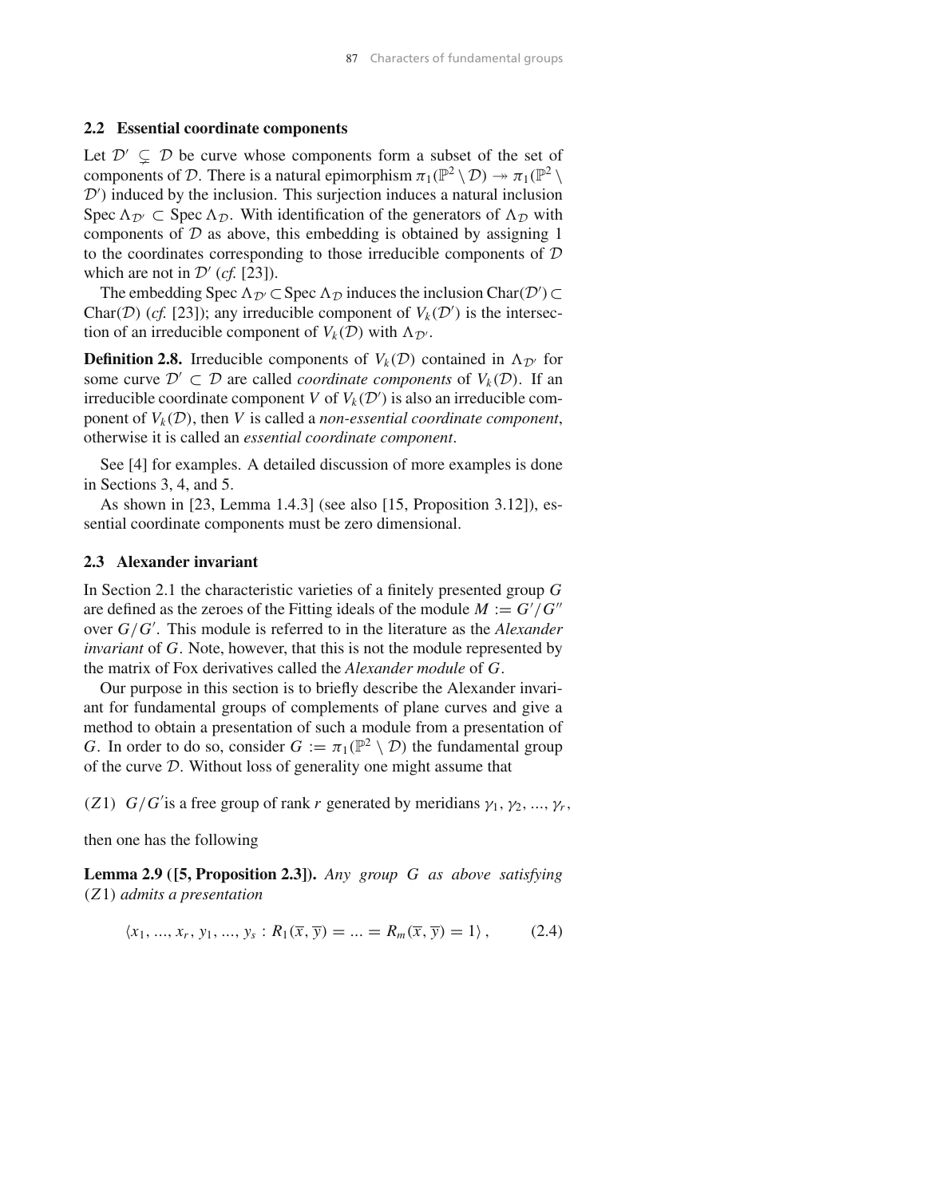### 2.2 Essential coordinate components

Let $\mathcal{D}' \subsetneq \mathcal{D}$ be curve whose components form a subset of the set of components of $\mathcal{D}$. There is a natural epimorphism $\pi_1(\mathbb{P}^2 \setminus \mathcal{D}) \twoheadrightarrow \pi_1(\mathbb{P}^2 \setminus \mathcal{D}')$ induced by the inclusion. This surjection induces a natural inclusion $\operatorname{Spec} \Lambda_{\mathcal{D}'} \subset \operatorname{Spec} \Lambda_{\mathcal{D}}$. With identification of the generators of $\Lambda_{\mathcal{D}}$ with components of $\mathcal{D}$ as above, this embedding is obtained by assigning 1 to the coordinates corresponding to those irreducible components of $\mathcal{D}$ which are not in $\mathcal{D}'$ (*cf.* [23]).

The embedding $\operatorname{Spec} \Lambda_{\mathcal{D}'} \subset \operatorname{Spec} \Lambda_{\mathcal{D}}$ induces the inclusion $\operatorname{Char}(\mathcal{D}') \subset \operatorname{Char}(\mathcal{D})$ (*cf.* [23]); any irreducible component of $V_k(\mathcal{D}')$ is the intersection of an irreducible component of $V_k(\mathcal{D})$ with $\Lambda_{\mathcal{D}'}$.

**Definition 2.8.** Irreducible components of $V_k(\mathcal{D})$ contained in $\Lambda_{\mathcal{D}'}$ for some curve $\mathcal{D}' \subset \mathcal{D}$ are called *coordinate components* of $V_k(\mathcal{D})$. If an irreducible coordinate component $V$ of $V_k(\mathcal{D}')$ is also an irreducible component of $V_k(\mathcal{D})$, then $V$ is called a *non-essential coordinate component*, otherwise it is called an *essential coordinate component*.

See [4] for examples. A detailed discussion of more examples is done in Sections 3, 4, and 5.

As shown in [23, Lemma 1.4.3] (see also [15, Proposition 3.12]), essential coordinate components must be zero dimensional.

### 2.3 Alexander invariant

In Section 2.1 the characteristic varieties of a finitely presented group $G$ are defined as the zeroes of the Fitting ideals of the module $M := G'/G''$ over $G/G'$. This module is referred to in the literature as the *Alexander invariant* of $G$. Note, however, that this is not the module represented by the matrix of Fox derivatives called the *Alexander module* of $G$.

Our purpose in this section is to briefly describe the Alexander invariant for fundamental groups of complements of plane curves and give a method to obtain a presentation of such a module from a presentation of $G$. In order to do so, consider $G := \pi_1(\mathbb{P}^2 \setminus \mathcal{D})$ the fundamental group of the curve $\mathcal{D}$. Without loss of generality one might assume that

(Z1) $G/G'$ is a free group of rank $r$ generated by meridians $\gamma_1, \gamma_2, ..., \gamma_r$,

then one has the following

**Lemma 2.9 ([5, Proposition 2.3]).** *Any group $G$ as above satisfying (Z1) admits a presentation*

$$\langle x_1, ..., x_r, y_1, ..., y_s : R_1(\overline{x}, \overline{y}) = ... = R_m(\overline{x}, \overline{y}) = 1 \rangle, \qquad (2.4)$$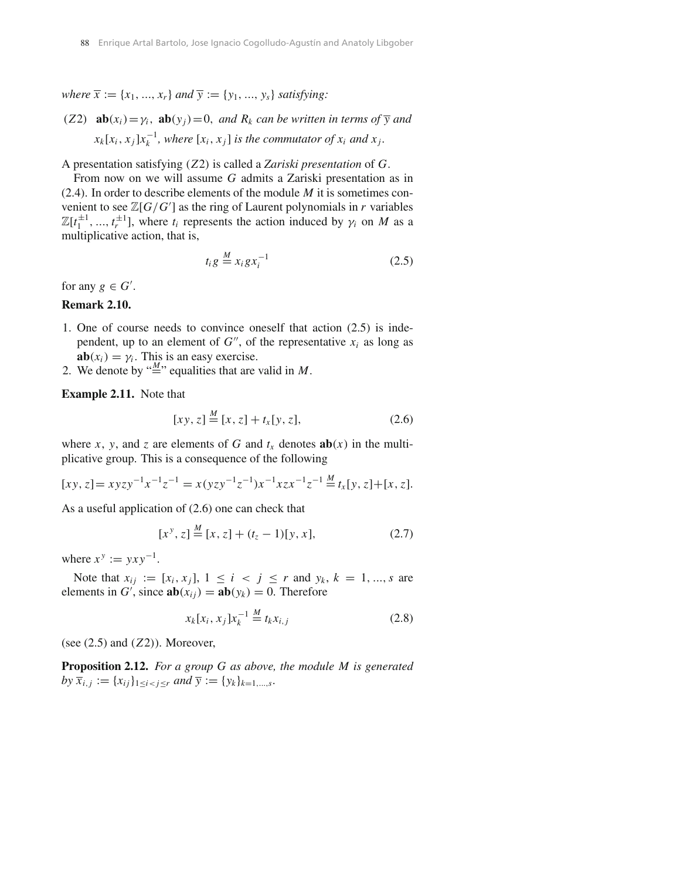*where* $\overline{x} := \{x_1, ..., x_r\}$ *and* $\overline{y} := \{y_1, ..., y_s\}$ *satisfying:*

$(Z2)$ $\mathbf{ab}(x_i) = \gamma_i$, $\mathbf{ab}(y_j) = 0$, *and* $R_k$ *can be written in terms of* $\overline{y}$ *and* $x_k[x_i, x_j]x_k^{-1}$, *where* $[x_i, x_j]$ *is the commutator of* $x_i$ *and* $x_j$.

A presentation satisfying $(Z2)$ is called a *Zariski presentation* of $G$.

From now on we will assume $G$ admits a Zariski presentation as in (2.4). In order to describe elements of the module $M$ it is sometimes convenient to see $\mathbb{Z}[G/G']$ as the ring of Laurent polynomials in $r$ variables $\mathbb{Z}[t_1^{\pm 1}, ..., t_r^{\pm 1}]$, where $t_i$ represents the action induced by $\gamma_i$ on $M$ as a multiplicative action, that is,

$$t_i g \overset{M}{=} x_i g x_i^{-1} \tag{2.5}$$

for any $g \in G'$.

**Remark 2.10.**

1. One of course needs to convince oneself that action (2.5) is independent, up to an element of $G''$, of the representative $x_i$ as long as $\mathbf{ab}(x_i) = \gamma_i$. This is an easy exercise.
2. We denote by "$\overset{M}{=}$" equalities that are valid in $M$.

**Example 2.11.** Note that

$$[xy, z] \overset{M}{=} [x, z] + t_x[y, z], \tag{2.6}$$

where $x$, $y$, and $z$ are elements of $G$ and $t_x$ denotes $\mathbf{ab}(x)$ in the multiplicative group. This is a consequence of the following

$$[xy, z] = xyzy^{-1}x^{-1}z^{-1} = x(yzy^{-1}z^{-1})x^{-1}xzx^{-1}z^{-1} \overset{M}{=} t_x[y, z] + [x, z].$$

As a useful application of (2.6) one can check that

$$[x^y, z] \overset{M}{=} [x, z] + (t_z - 1)[y, x], \tag{2.7}$$

where $x^y := yxy^{-1}$.

Note that $x_{ij} := [x_i, x_j]$, $1 \leq i < j \leq r$ and $y_k$, $k = 1, ..., s$ are elements in $G'$, since $\mathbf{ab}(x_{ij}) = \mathbf{ab}(y_k) = 0$. Therefore

$$x_k[x_i, x_j]x_k^{-1} \overset{M}{=} t_k x_{i,j} \tag{2.8}$$

(see (2.5) and $(Z2)$). Moreover,

**Proposition 2.12.** *For a group* $G$ *as above, the module* $M$ *is generated by* $\overline{x}_{i,j} := \{x_{ij}\}_{1 \leq i < j \leq r}$ *and* $\overline{y} := \{y_k\}_{k=1,...,s}$.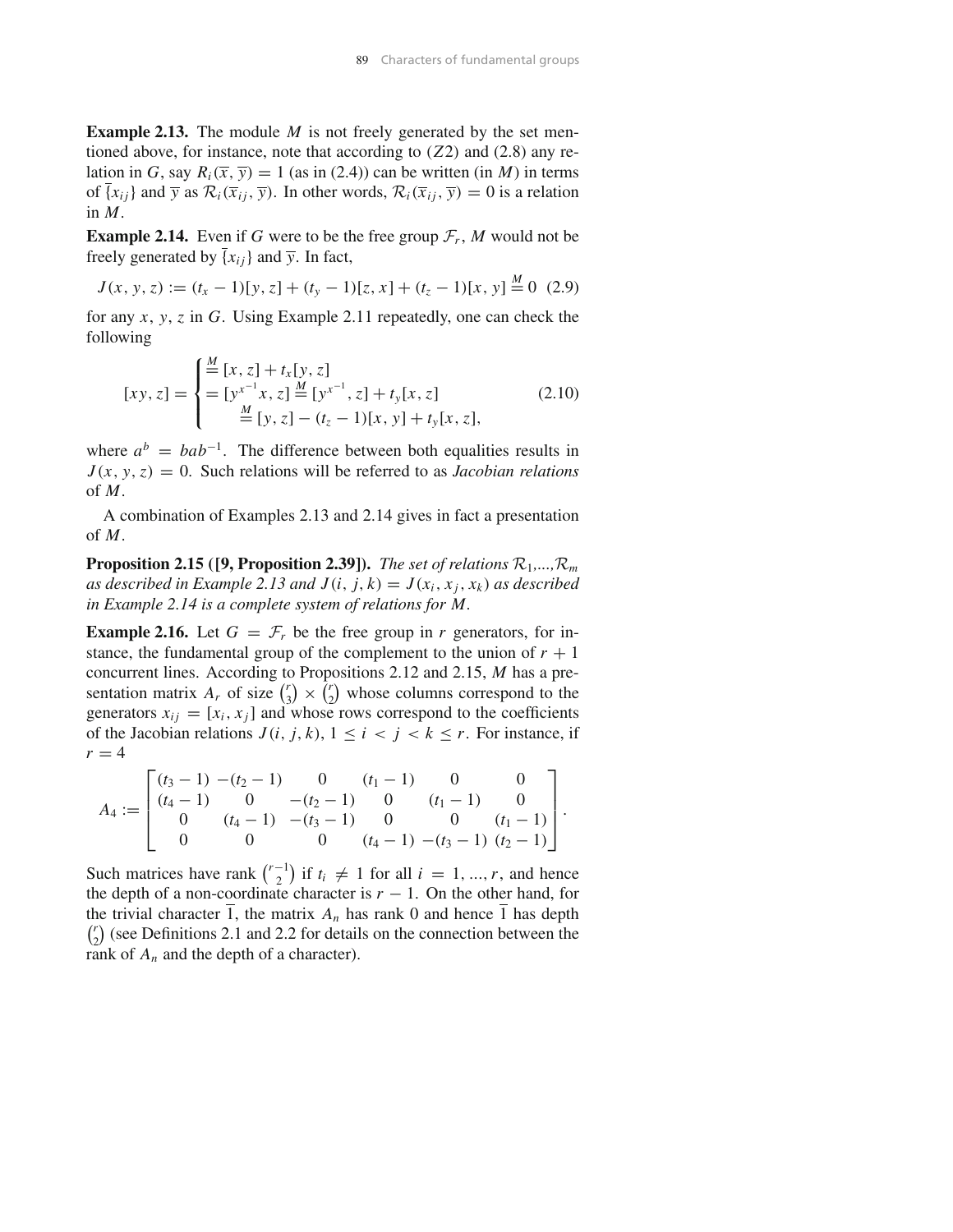**Example 2.13.** The module $M$ is not freely generated by the set mentioned above, for instance, note that according to $(Z2)$ and (2.8) any relation in $G$, say $R_i(\overline{x}, \overline{y}) = 1$ (as in (2.4)) can be written (in $M$) in terms of $\overline{\{x_{ij}\}}$ and $\overline{y}$ as $\mathcal{R}_i(\overline{x}_{ij}, \overline{y})$. In other words, $\mathcal{R}_i(\overline{x}_{ij}, \overline{y}) = 0$ is a relation in $M$.

**Example 2.14.** Even if $G$ were to be the free group $\mathcal{F}_r$, $M$ would not be freely generated by $\overline{\{x_{ij}\}}$ and $\overline{y}$. In fact,

$$J(x, y, z) := (t_x - 1)[y, z] + (t_y - 1)[z, x] + (t_z - 1)[x, y] \overset{M}{=} 0 \quad (2.9)$$

for any $x$, $y$, $z$ in $G$. Using Example 2.11 repeatedly, one can check the following

$$[xy, z] = \begin{cases} \overset{M}{=} [x, z] + t_x[y, z] \\ = [y^{x^{-1}}x, z] \overset{M}{=} [y^{x^{-1}}, z] + t_y[x, z] \\ \qquad \overset{M}{=} [y, z] - (t_z - 1)[x, y] + t_y[x, z], \end{cases} \quad (2.10)$$

where $a^b = bab^{-1}$. The difference between both equalities results in $J(x, y, z) = 0$. Such relations will be referred to as *Jacobian relations* of $M$.

A combination of Examples 2.13 and 2.14 gives in fact a presentation of $M$.

**Proposition 2.15 ([9, Proposition 2.39]).** *The set of relations $\mathcal{R}_1,...,\mathcal{R}_m$ as described in Example 2.13 and $J(i, j, k) = J(x_i, x_j, x_k)$ as described in Example 2.14 is a complete system of relations for $M$.*

**Example 2.16.** Let $G = \mathcal{F}_r$ be the free group in $r$ generators, for instance, the fundamental group of the complement to the union of $r + 1$ concurrent lines. According to Propositions 2.12 and 2.15, $M$ has a presentation matrix $A_r$ of size $\binom{r}{3} \times \binom{r}{2}$ whose columns correspond to the generators $x_{ij} = [x_i, x_j]$ and whose rows correspond to the coefficients of the Jacobian relations $J(i, j, k)$, $1 \leq i < j < k \leq r$. For instance, if $r = 4$

$$A_4 := \begin{bmatrix} (t_3 - 1) & -(t_2 - 1) & 0 & (t_1 - 1) & 0 & 0 \\ (t_4 - 1) & 0 & -(t_2 - 1) & 0 & (t_1 - 1) & 0 \\ 0 & (t_4 - 1) & -(t_3 - 1) & 0 & 0 & (t_1 - 1) \\ 0 & 0 & 0 & (t_4 - 1) & -(t_3 - 1) & (t_2 - 1) \end{bmatrix}.$$

Such matrices have rank $\binom{r-1}{2}$ if $t_i \neq 1$ for all $i = 1, ..., r$, and hence the depth of a non-coordinate character is $r - 1$. On the other hand, for the trivial character $\overline{1}$, the matrix $A_n$ has rank 0 and hence $\overline{1}$ has depth $\binom{r}{2}$ (see Definitions 2.1 and 2.2 for details on the connection between the rank of $A_n$ and the depth of a character).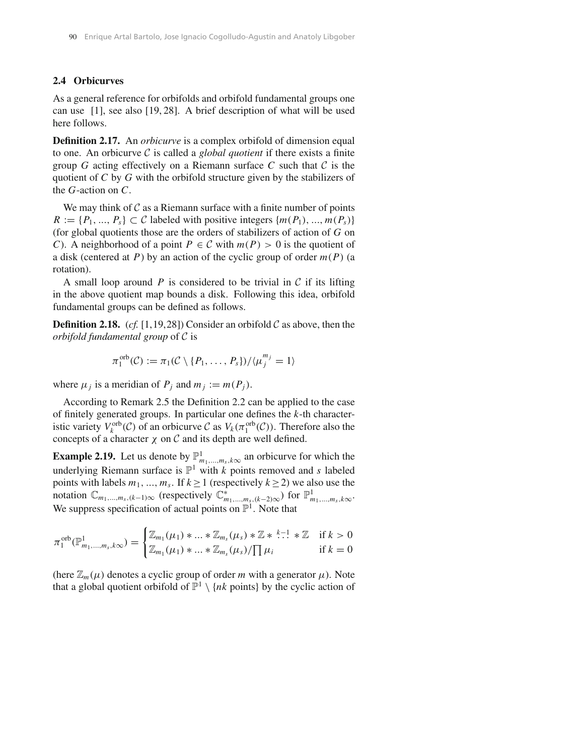### 2.4 Orbicurves

As a general reference for orbifolds and orbifold fundamental groups one can use [1], see also [19, 28]. A brief description of what will be used here follows.

**Definition 2.17.** An *orbicurve* is a complex orbifold of dimension equal to one. An orbicurve $\mathcal{C}$ is called a *global quotient* if there exists a finite group $G$ acting effectively on a Riemann surface $C$ such that $\mathcal{C}$ is the quotient of $C$ by $G$ with the orbifold structure given by the stabilizers of the $G$-action on $C$.

We may think of $\mathcal{C}$ as a Riemann surface with a finite number of points $R := \{P_1, ..., P_s\} \subset \mathcal{C}$ labeled with positive integers $\{m(P_1), ..., m(P_s)\}$ (for global quotients those are the orders of stabilizers of action of $G$ on $C$). A neighborhood of a point $P \in \mathcal{C}$ with $m(P) > 0$ is the quotient of a disk (centered at $P$) by an action of the cyclic group of order $m(P)$ (a rotation).

A small loop around $P$ is considered to be trivial in $\mathcal{C}$ if its lifting in the above quotient map bounds a disk. Following this idea, orbifold fundamental groups can be defined as follows.

**Definition 2.18.** (*cf.* [1,19,28]) Consider an orbifold $\mathcal{C}$ as above, then the *orbifold fundamental group* of $\mathcal{C}$ is

$$\pi_1^{\text{orb}}(\mathcal{C}) := \pi_1(\mathcal{C} \setminus \{P_1, \ldots, P_s\})/\langle \mu_j^{m_j} = 1\rangle$$

where $\mu_j$ is a meridian of $P_j$ and $m_j := m(P_j)$.

According to Remark 2.5 the Definition 2.2 can be applied to the case of finitely generated groups. In particular one defines the $k$-th characteristic variety $V_k^{\text{orb}}(\mathcal{C})$ of an orbicurve $\mathcal{C}$ as $V_k(\pi_1^{\text{orb}}(\mathcal{C}))$. Therefore also the concepts of a character $\chi$ on $\mathcal{C}$ and its depth are well defined.

**Example 2.19.** Let us denote by $\mathbb{P}^1_{m_1,\ldots,m_s,k\infty}$ an orbicurve for which the underlying Riemann surface is $\mathbb{P}^1$ with $k$ points removed and $s$ labeled points with labels $m_1, ..., m_s$. If $k \geq 1$ (respectively $k \geq 2$) we also use the notation $\mathbb{C}_{m_1,\ldots,m_s,(k-1)\infty}$ (respectively $\mathbb{C}^*_{m_1,\ldots,m_s,(k-2)\infty}$) for $\mathbb{P}^1_{m_1,\ldots,m_s,k\infty}$. We suppress specification of actual points on $\mathbb{P}^1$. Note that

$$\pi_1^{\text{orb}}(\mathbb{P}^1_{m_1,\ldots,m_s,k\infty}) = \begin{cases} \mathbb{Z}_{m_1}(\mu_1) * \ldots * \mathbb{Z}_{m_s}(\mu_s) * \mathbb{Z} * \overset{k-1}{\cdots} * \mathbb{Z} & \text{if } k > 0 \\ \mathbb{Z}_{m_1}(\mu_1) * \ldots * \mathbb{Z}_{m_s}(\mu_s)/\prod \mu_i & \text{if } k = 0 \end{cases}$$

(here $\mathbb{Z}_m(\mu)$ denotes a cyclic group of order $m$ with a generator $\mu$). Note that a global quotient orbifold of $\mathbb{P}^1 \setminus \{nk \text{ points}\}$ by the cyclic action of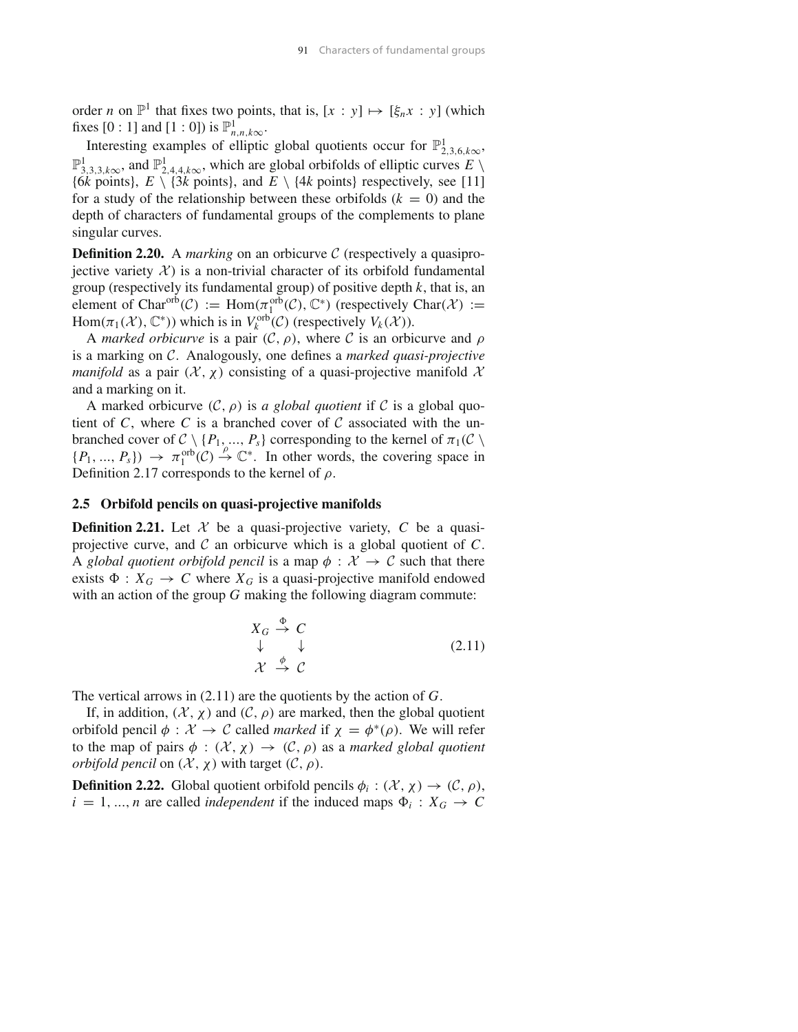order $n$ on $\mathbb{P}^1$ that fixes two points, that is, $[x : y] \mapsto [\xi_n x : y]$ (which fixes $[0 : 1]$ and $[1 : 0]$) is $\mathbb{P}^1_{n,n,k\infty}$.

Interesting examples of elliptic global quotients occur for $\mathbb{P}^1_{2,3,6,k\infty}$, $\mathbb{P}^1_{3,3,3,k\infty}$, and $\mathbb{P}^1_{2,4,4,k\infty}$, which are global orbifolds of elliptic curves $E \setminus \{6k \text{ points}\}$, $E \setminus \{3k \text{ points}\}$, and $E \setminus \{4k \text{ points}\}$ respectively, see [11] for a study of the relationship between these orbifolds ($k = 0$) and the depth of characters of fundamental groups of the complements to plane singular curves.

**Definition 2.20.** A *marking* on an orbicurve $\mathcal{C}$ (respectively a quasiprojective variety $\mathcal{X}$) is a non-trivial character of its orbifold fundamental group (respectively its fundamental group) of positive depth $k$, that is, an element of $\mathrm{Char}^{\mathrm{orb}}(\mathcal{C}) := \mathrm{Hom}(\pi_1^{\mathrm{orb}}(\mathcal{C}), \mathbb{C}^*)$ (respectively $\mathrm{Char}(\mathcal{X}) := \mathrm{Hom}(\pi_1(\mathcal{X}), \mathbb{C}^*)$) which is in $V_k^{\mathrm{orb}}(\mathcal{C})$ (respectively $V_k(\mathcal{X})$).

A *marked orbicurve* is a pair $(\mathcal{C}, \rho)$, where $\mathcal{C}$ is an orbicurve and $\rho$ is a marking on $\mathcal{C}$. Analogously, one defines a *marked quasi-projective manifold* as a pair $(\mathcal{X}, \chi)$ consisting of a quasi-projective manifold $\mathcal{X}$ and a marking on it.

A marked orbicurve $(\mathcal{C}, \rho)$ is *a global quotient* if $\mathcal{C}$ is a global quotient of $C$, where $C$ is a branched cover of $\mathcal{C}$ associated with the unbranched cover of $\mathcal{C} \setminus \{P_1, ..., P_s\}$ corresponding to the kernel of $\pi_1(\mathcal{C} \setminus \{P_1, ..., P_s\}) \to \pi_1^{\mathrm{orb}}(\mathcal{C}) \overset{\rho}{\to} \mathbb{C}^*$. In other words, the covering space in Definition 2.17 corresponds to the kernel of $\rho$.

## 2.5 Orbifold pencils on quasi-projective manifolds

**Definition 2.21.** Let $\mathcal{X}$ be a quasi-projective variety, $C$ be a quasi-projective curve, and $\mathcal{C}$ an orbicurve which is a global quotient of $C$. A *global quotient orbifold pencil* is a map $\phi : \mathcal{X} \to \mathcal{C}$ such that there exists $\Phi : X_G \to C$ where $X_G$ is a quasi-projective manifold endowed with an action of the group $G$ making the following diagram commute:

$$\begin{array}{ccc} X_G & \overset{\Phi}{\to} & C \\ \downarrow & & \downarrow \\ \mathcal{X} & \overset{\phi}{\to} & \mathcal{C} \end{array} \tag{2.11}$$

The vertical arrows in (2.11) are the quotients by the action of $G$.

If, in addition, $(\mathcal{X}, \chi)$ and $(\mathcal{C}, \rho)$ are marked, then the global quotient orbifold pencil $\phi : \mathcal{X} \to \mathcal{C}$ called *marked* if $\chi = \phi^*(\rho)$. We will refer to the map of pairs $\phi : (\mathcal{X}, \chi) \to (\mathcal{C}, \rho)$ as a *marked global quotient orbifold pencil* on $(\mathcal{X}, \chi)$ with target $(\mathcal{C}, \rho)$.

**Definition 2.22.** Global quotient orbifold pencils $\phi_i : (\mathcal{X}, \chi) \to (\mathcal{C}, \rho)$, $i = 1, ..., n$ are called *independent* if the induced maps $\Phi_i : X_G \to C$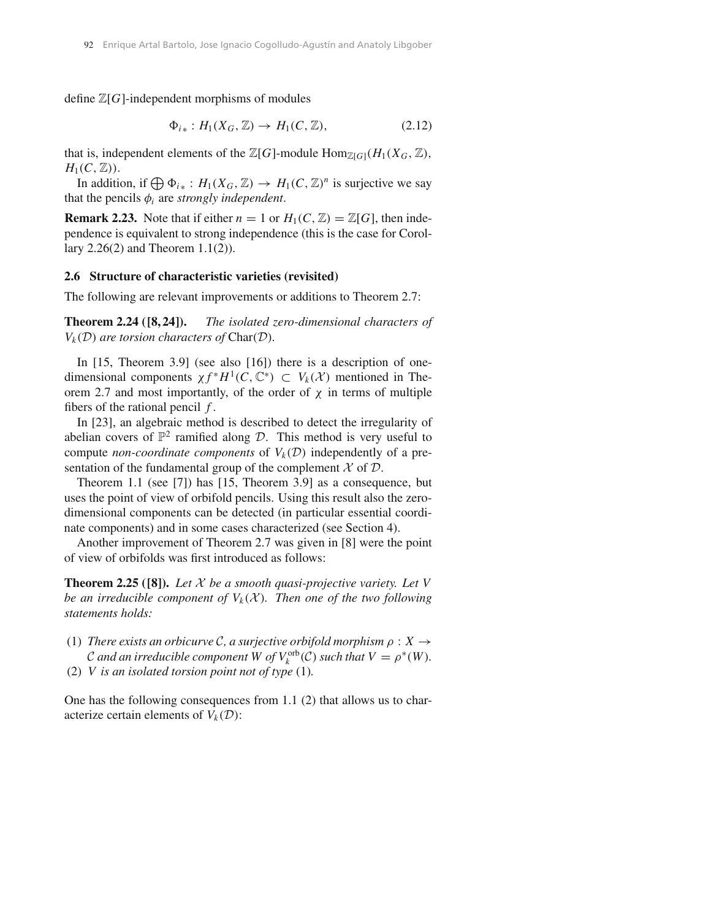define $\mathbb{Z}[G]$-independent morphisms of modules

$$\Phi_{i*} : H_1(X_G, \mathbb{Z}) \to H_1(C, \mathbb{Z}), \tag{2.12}$$

that is, independent elements of the $\mathbb{Z}[G]$-module $\operatorname{Hom}_{\mathbb{Z}[G]}(H_1(X_G, \mathbb{Z}), H_1(C, \mathbb{Z}))$.

In addition, if $\bigoplus \Phi_{i*} : H_1(X_G, \mathbb{Z}) \to H_1(C, \mathbb{Z})^n$ is surjective we say that the pencils $\phi_i$ are *strongly independent*.

**Remark 2.23.** Note that if either $n = 1$ or $H_1(C, \mathbb{Z}) = \mathbb{Z}[G]$, then independence is equivalent to strong independence (this is the case for Corollary 2.26(2) and Theorem 1.1(2)).

### 2.6 Structure of characteristic varieties (revisited)

The following are relevant improvements or additions to Theorem 2.7:

**Theorem 2.24 ([8, 24]).** *The isolated zero-dimensional characters of $V_k(\mathcal{D})$ are torsion characters of* $\operatorname{Char}(\mathcal{D})$.

In [15, Theorem 3.9] (see also [16]) there is a description of one-dimensional components $\chi f^* H^1(C, \mathbb{C}^*) \subset V_k(\mathcal{X})$ mentioned in Theorem 2.7 and most importantly, of the order of $\chi$ in terms of multiple fibers of the rational pencil $f$.

In [23], an algebraic method is described to detect the irregularity of abelian covers of $\mathbb{P}^2$ ramified along $\mathcal{D}$. This method is very useful to compute *non-coordinate components* of $V_k(\mathcal{D})$ independently of a presentation of the fundamental group of the complement $\mathcal{X}$ of $\mathcal{D}$.

Theorem 1.1 (see [7]) has [15, Theorem 3.9] as a consequence, but uses the point of view of orbifold pencils. Using this result also the zero-dimensional components can be detected (in particular essential coordinate components) and in some cases characterized (see Section 4).

Another improvement of Theorem 2.7 was given in [8] were the point of view of orbifolds was first introduced as follows:

**Theorem 2.25 ([8]).** *Let $\mathcal{X}$ be a smooth quasi-projective variety. Let $V$ be an irreducible component of $V_k(\mathcal{X})$. Then one of the two following statements holds:*

(1) *There exists an orbicurve $\mathcal{C}$, a surjective orbifold morphism $\rho : X \to \mathcal{C}$ and an irreducible component $W$ of $V_k^{\text{orb}}(\mathcal{C})$ such that $V = \rho^*(W)$.*
(2) *$V$ is an isolated torsion point not of type* (1).

One has the following consequences from 1.1 (2) that allows us to characterize certain elements of $V_k(\mathcal{D})$: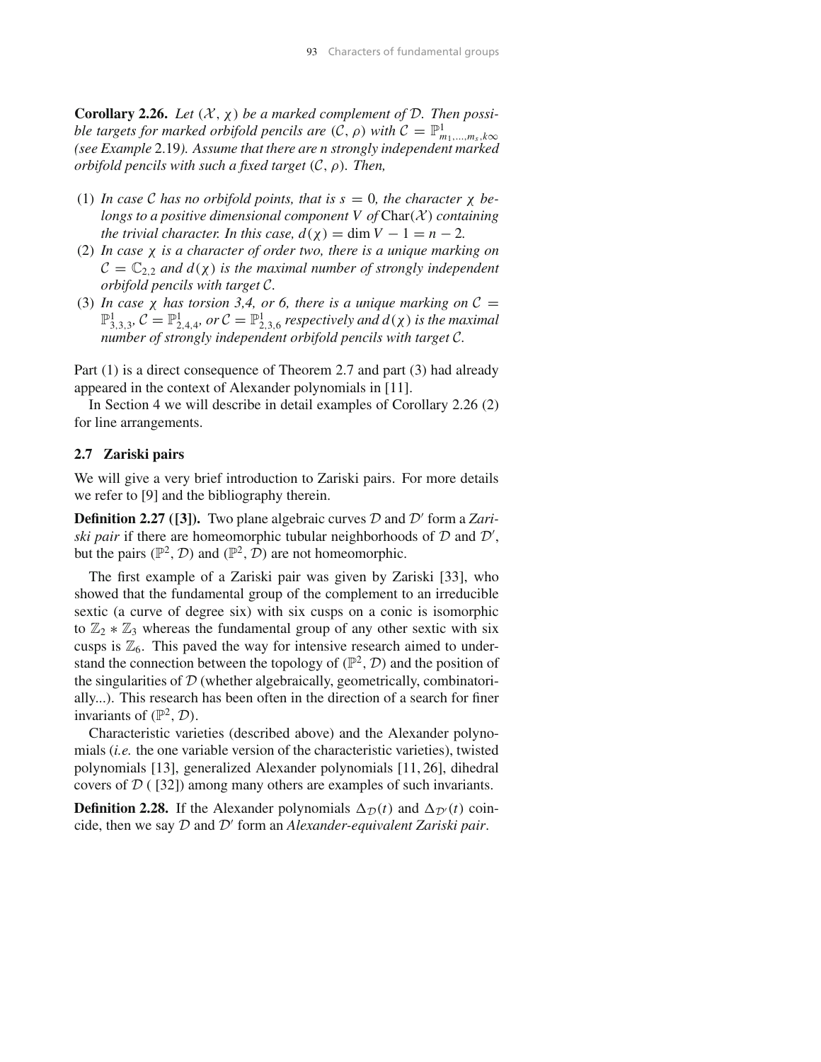**Corollary 2.26.** *Let $(\mathcal{X}, \chi)$ be a marked complement of $\mathcal{D}$. Then possible targets for marked orbifold pencils are $(\mathcal{C}, \rho)$ with $\mathcal{C} = \mathbb{P}^1_{m_1,\ldots,m_s,k\infty}$ (see Example 2.19). Assume that there are n strongly independent marked orbifold pencils with such a fixed target $(\mathcal{C}, \rho)$. Then,*

1. *In case $\mathcal{C}$ has no orbifold points, that is $s = 0$, the character $\chi$ belongs to a positive dimensional component $V$ of $\operatorname{Char}(\mathcal{X})$ containing the trivial character. In this case, $d(\chi) = \dim V - 1 = n - 2$.*
2. *In case $\chi$ is a character of order two, there is a unique marking on $\mathcal{C} = \mathbb{C}_{2,2}$ and $d(\chi)$ is the maximal number of strongly independent orbifold pencils with target $\mathcal{C}$.*
3. *In case $\chi$ has torsion 3,4, or 6, there is a unique marking on $\mathcal{C} = \mathbb{P}^1_{3,3,3}$, $\mathcal{C} = \mathbb{P}^1_{2,4,4}$, or $\mathcal{C} = \mathbb{P}^1_{2,3,6}$ respectively and $d(\chi)$ is the maximal number of strongly independent orbifold pencils with target $\mathcal{C}$.*

Part (1) is a direct consequence of Theorem 2.7 and part (3) had already appeared in the context of Alexander polynomials in [11].

In Section 4 we will describe in detail examples of Corollary 2.26 (2) for line arrangements.

### 2.7 Zariski pairs

We will give a very brief introduction to Zariski pairs. For more details we refer to [9] and the bibliography therein.

**Definition 2.27 ([3]).** Two plane algebraic curves $\mathcal{D}$ and $\mathcal{D}'$ form a *Zariski pair* if there are homeomorphic tubular neighborhoods of $\mathcal{D}$ and $\mathcal{D}'$, but the pairs $(\mathbb{P}^2, \mathcal{D})$ and $(\mathbb{P}^2, \mathcal{D})$ are not homeomorphic.

The first example of a Zariski pair was given by Zariski [33], who showed that the fundamental group of the complement to an irreducible sextic (a curve of degree six) with six cusps on a conic is isomorphic to $\mathbb{Z}_2 * \mathbb{Z}_3$ whereas the fundamental group of any other sextic with six cusps is $\mathbb{Z}_6$. This paved the way for intensive research aimed to understand the connection between the topology of $(\mathbb{P}^2, \mathcal{D})$ and the position of the singularities of $\mathcal{D}$ (whether algebraically, geometrically, combinatorially...). This research has been often in the direction of a search for finer invariants of $(\mathbb{P}^2, \mathcal{D})$.

Characteristic varieties (described above) and the Alexander polynomials (*i.e.* the one variable version of the characteristic varieties), twisted polynomials [13], generalized Alexander polynomials [11, 26], dihedral covers of $\mathcal{D}$ ( [32]) among many others are examples of such invariants.

**Definition 2.28.** If the Alexander polynomials $\Delta_{\mathcal{D}}(t)$ and $\Delta_{\mathcal{D}'}(t)$ coincide, then we say $\mathcal{D}$ and $\mathcal{D}'$ form an *Alexander-equivalent Zariski pair*.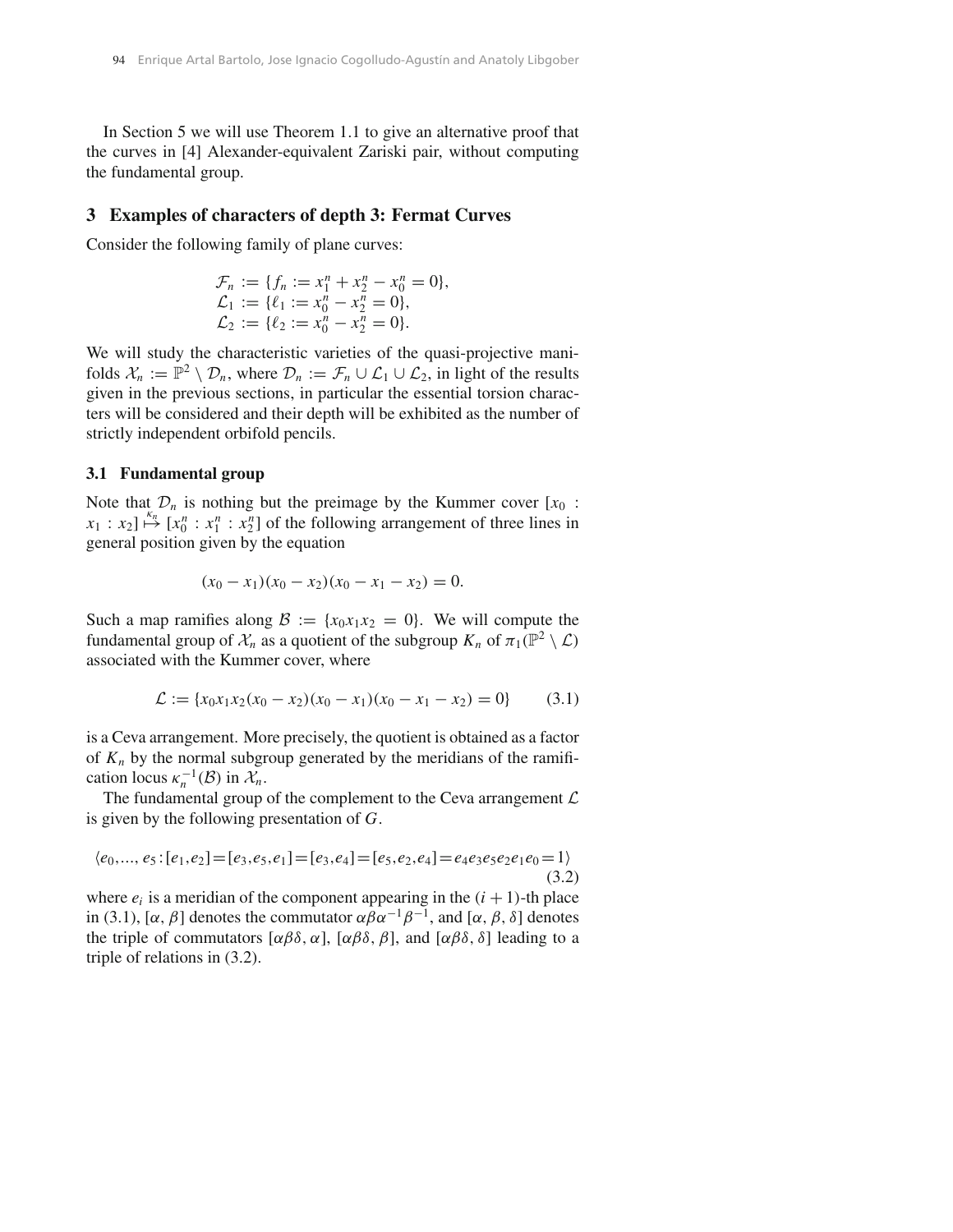In Section 5 we will use Theorem 1.1 to give an alternative proof that the curves in [4] Alexander-equivalent Zariski pair, without computing the fundamental group.

## 3 Examples of characters of depth 3: Fermat Curves

Consider the following family of plane curves:

$$
\begin{aligned}
\mathcal{F}_n &:= \{f_n := x_1^n + x_2^n - x_0^n = 0\},\\
\mathcal{L}_1 &:= \{\ell_1 := x_0^n - x_2^n = 0\},\\
\mathcal{L}_2 &:= \{\ell_2 := x_0^n - x_2^n = 0\}.
\end{aligned}
$$

We will study the characteristic varieties of the quasi-projective manifolds $\mathcal{X}_n := \mathbb{P}^2 \setminus \mathcal{D}_n$, where $\mathcal{D}_n := \mathcal{F}_n \cup \mathcal{L}_1 \cup \mathcal{L}_2$, in light of the results given in the previous sections, in particular the essential torsion characters will be considered and their depth will be exhibited as the number of strictly independent orbifold pencils.

### 3.1 Fundamental group

Note that $\mathcal{D}_n$ is nothing but the preimage by the Kummer cover $[x_0 : x_1 : x_2] \overset{\kappa_n}{\mapsto} [x_0^n : x_1^n : x_2^n]$ of the following arrangement of three lines in general position given by the equation

$$
(x_0 - x_1)(x_0 - x_2)(x_0 - x_1 - x_2) = 0.
$$

Such a map ramifies along $\mathcal{B} := \{x_0 x_1 x_2 = 0\}$. We will compute the fundamental group of $\mathcal{X}_n$ as a quotient of the subgroup $K_n$ of $\pi_1(\mathbb{P}^2 \setminus \mathcal{L})$ associated with the Kummer cover, where

$$
\mathcal{L} := \{x_0 x_1 x_2 (x_0 - x_2)(x_0 - x_1)(x_0 - x_1 - x_2) = 0\} \tag{3.1}
$$

is a Ceva arrangement. More precisely, the quotient is obtained as a factor of $K_n$ by the normal subgroup generated by the meridians of the ramification locus $\kappa_n^{-1}(\mathcal{B})$ in $\mathcal{X}_n$.

The fundamental group of the complement to the Ceva arrangement $\mathcal{L}$ is given by the following presentation of $G$.

$$
\langle e_0, \ldots, e_5 : [e_1, e_2] = [e_3, e_5, e_1] = [e_3, e_4] = [e_5, e_2, e_4] = e_4 e_3 e_5 e_2 e_1 e_0 = 1 \rangle \tag{3.2}
$$

where $e_i$ is a meridian of the component appearing in the $(i+1)$-th place in (3.1), $[\alpha, \beta]$ denotes the commutator $\alpha\beta\alpha^{-1}\beta^{-1}$, and $[\alpha, \beta, \delta]$ denotes the triple of commutators $[\alpha\beta\delta, \alpha]$, $[\alpha\beta\delta, \beta]$, and $[\alpha\beta\delta, \delta]$ leading to a triple of relations in (3.2).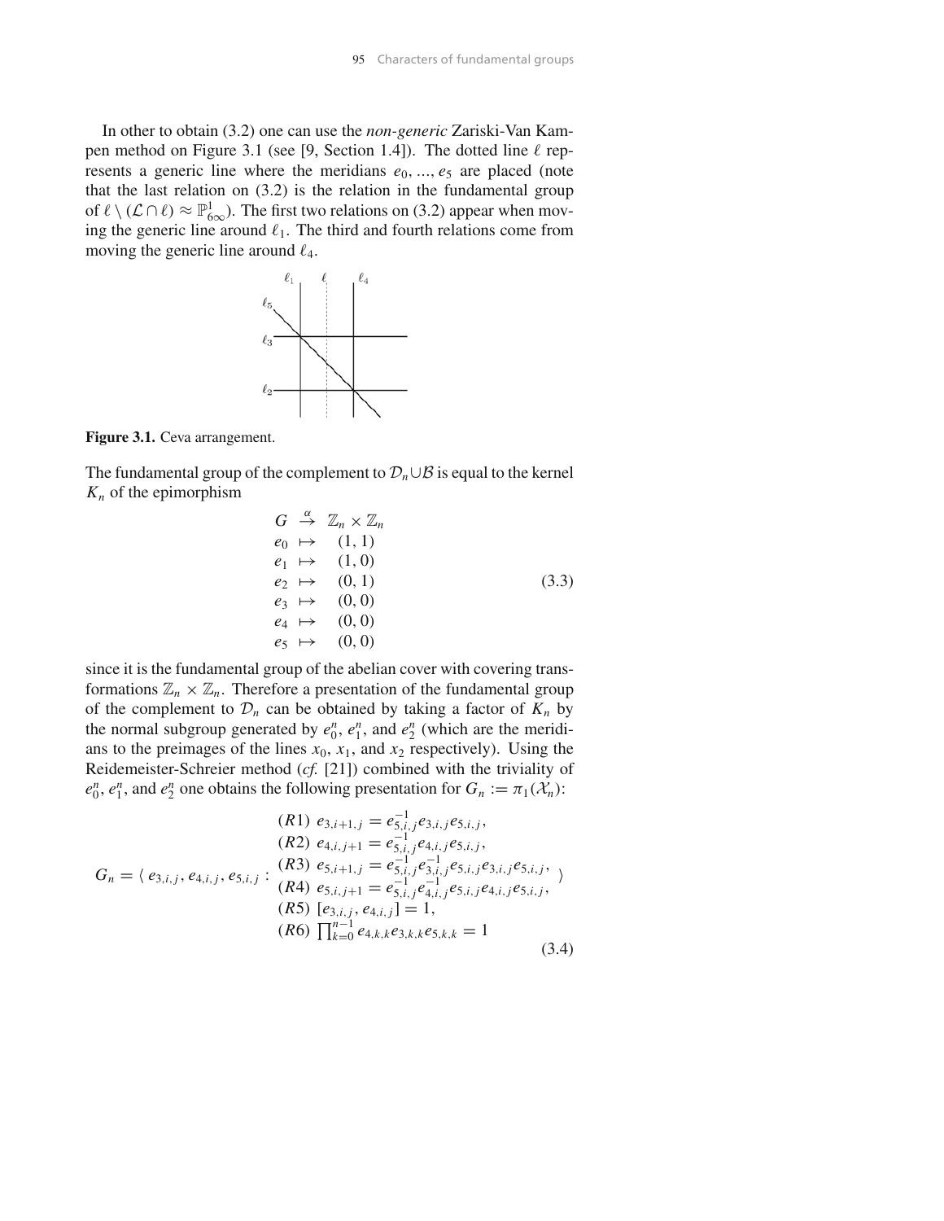In other to obtain (3.2) one can use the *non-generic* Zariski-Van Kampen method on Figure 3.1 (see [9, Section 1.4]). The dotted line $\ell$ represents a generic line where the meridians $e_0, \ldots, e_5$ are placed (note that the last relation on (3.2) is the relation in the fundamental group of $\ell \setminus (\mathcal{L} \cap \ell) \approx \mathbb{P}^1_{6\infty}$). The first two relations on (3.2) appear when moving the generic line around $\ell_1$. The third and fourth relations come from moving the generic line around $\ell_4$.

**Figure 3.1.** Ceva arrangement.

The fundamental group of the complement to $\mathcal{D}_n \cup \mathcal{B}$ is equal to the kernel $K_n$ of the epimorphism

$$
\begin{array}{rcl}
G & \overset{\alpha}{\to} & \mathbb{Z}_n \times \mathbb{Z}_n \\
e_0 & \mapsto & (1,1) \\
e_1 & \mapsto & (1,0) \\
e_2 & \mapsto & (0,1) \\
e_3 & \mapsto & (0,0) \\
e_4 & \mapsto & (0,0) \\
e_5 & \mapsto & (0,0)
\end{array}
\tag{3.3}
$$

since it is the fundamental group of the abelian cover with covering transformations $\mathbb{Z}_n \times \mathbb{Z}_n$. Therefore a presentation of the fundamental group of the complement to $\mathcal{D}_n$ can be obtained by taking a factor of $K_n$ by the normal subgroup generated by $e_0^n$, $e_1^n$, and $e_2^n$ (which are the meridians to the preimages of the lines $x_0$, $x_1$, and $x_2$ respectively). Using the Reidemeister-Schreier method (*cf.* [21]) combined with the triviality of $e_0^n$, $e_1^n$, and $e_2^n$ one obtains the following presentation for $G_n := \pi_1(\mathcal{X}_n)$:

$$
G_n = \left\langle e_{3,i,j}, e_{4,i,j}, e_{5,i,j} : \begin{array}{l}
(R1)\ e_{3,i+1,j} = e_{5,i,j}^{-1} e_{3,i,j} e_{5,i,j}, \\
(R2)\ e_{4,i,j+1} = e_{5,i,j}^{-1} e_{4,i,j} e_{5,i,j}, \\
(R3)\ e_{5,i+1,j} = e_{5,i,j}^{-1} e_{3,i,j}^{-1} e_{5,i,j} e_{3,i,j} e_{5,i,j}, \\
(R4)\ e_{5,i,j+1} = e_{5,i,j}^{-1} e_{4,i,j}^{-1} e_{5,i,j} e_{4,i,j} e_{5,i,j}, \\
(R5)\ [e_{3,i,j}, e_{4,i,j}] = 1, \\
(R6)\ \prod_{k=0}^{n-1} e_{4,k,k} e_{3,k,k} e_{5,k,k} = 1
\end{array} \right\rangle
\tag{3.4}
$$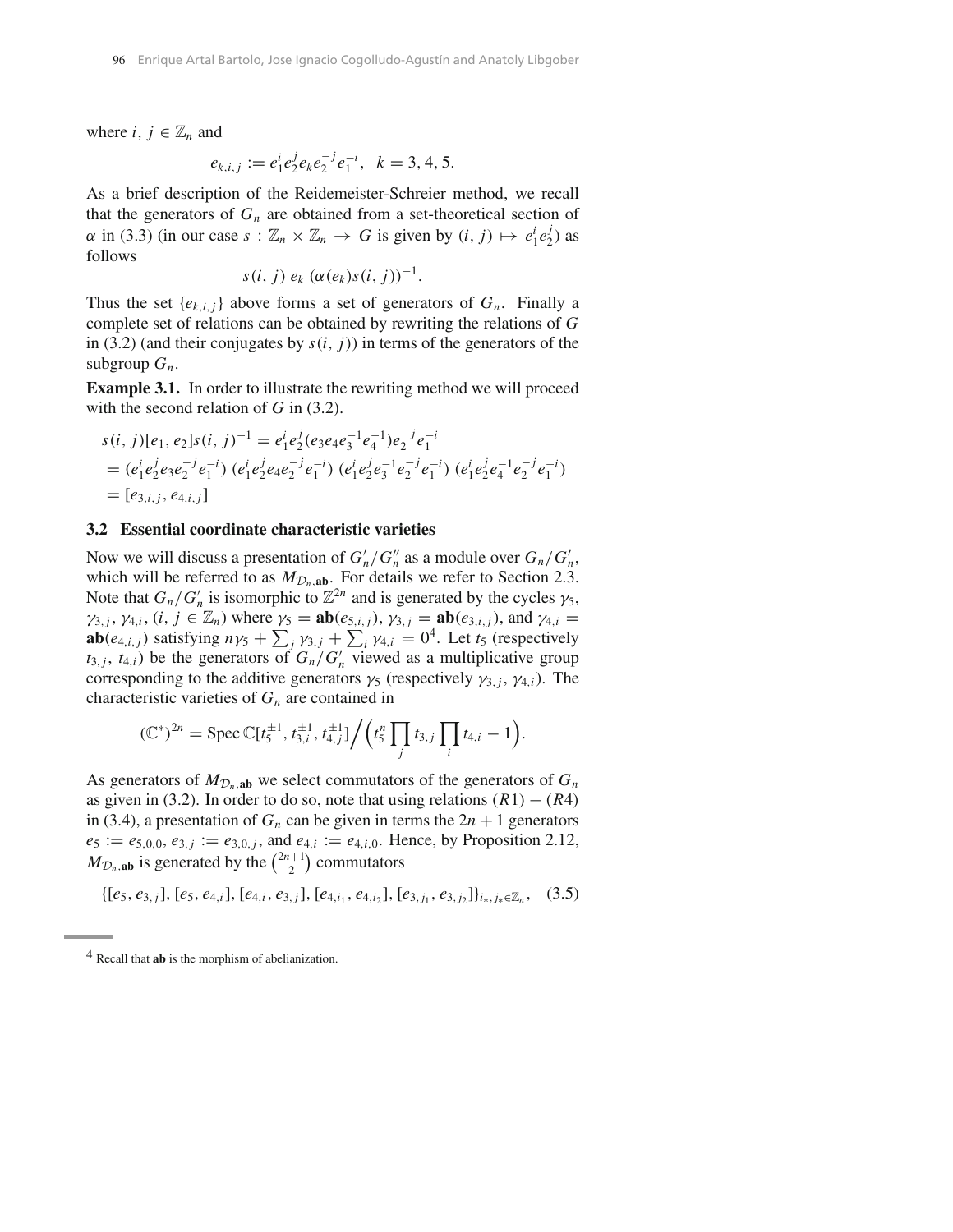where $i, j \in \mathbb{Z}_n$ and

$$e_{k,i,j} := e_1^i e_2^j e_k e_2^{-j} e_1^{-i}, \quad k = 3, 4, 5.$$

As a brief description of the Reidemeister-Schreier method, we recall that the generators of $G_n$ are obtained from a set-theoretical section of $\alpha$ in (3.3) (in our case $s : \mathbb{Z}_n \times \mathbb{Z}_n \to G$ is given by $(i, j) \mapsto e_1^i e_2^j$) as follows

$$s(i, j)\; e_k\; (\alpha(e_k) s(i, j))^{-1}.$$

Thus the set $\{e_{k,i,j}\}$ above forms a set of generators of $G_n$. Finally a complete set of relations can be obtained by rewriting the relations of $G$ in (3.2) (and their conjugates by $s(i, j)$) in terms of the generators of the subgroup $G_n$.

**Example 3.1.** In order to illustrate the rewriting method we will proceed with the second relation of $G$ in (3.2).

$$\begin{aligned}
&s(i, j)[e_1, e_2]s(i, j)^{-1} = e_1^i e_2^j (e_3 e_4 e_3^{-1} e_4^{-1}) e_2^{-j} e_1^{-i} \\
&= (e_1^i e_2^j e_3 e_2^{-j} e_1^{-i})\,(e_1^i e_2^j e_4 e_2^{-j} e_1^{-i})\,(e_1^i e_2^j e_3^{-1} e_2^{-j} e_1^{-i})\,(e_1^i e_2^j e_4^{-1} e_2^{-j} e_1^{-i}) \\
&= [e_{3,i,j}, e_{4,i,j}]
\end{aligned}$$

### 3.2 Essential coordinate characteristic varieties

Now we will discuss a presentation of $G_n'/G_n''$ as a module over $G_n/G_n'$, which will be referred to as $M_{\mathcal{D}_n,\mathbf{ab}}$. For details we refer to Section 2.3. Note that $G_n/G_n'$ is isomorphic to $\mathbb{Z}^{2n}$ and is generated by the cycles $\gamma_5$, $\gamma_{3,j}$, $\gamma_{4,i}$, $(i, j \in \mathbb{Z}_n)$ where $\gamma_5 = \mathbf{ab}(e_{5,i,j})$, $\gamma_{3,j} = \mathbf{ab}(e_{3,i,j})$, and $\gamma_{4,i} = \mathbf{ab}(e_{4,i,j})$ satisfying $n\gamma_5 + \sum_j \gamma_{3,j} + \sum_i \gamma_{4,i} = 0$[4]. Let $t_5$ (respectively $t_{3,j}$, $t_{4,i}$) be the generators of $G_n/G_n'$ viewed as a multiplicative group corresponding to the additive generators $\gamma_5$ (respectively $\gamma_{3,j}$, $\gamma_{4,i}$). The characteristic varieties of $G_n$ are contained in

$$(\mathbb{C}^*)^{2n} = \operatorname{Spec} \mathbb{C}[t_5^{\pm 1}, t_{3,i}^{\pm 1}, t_{4,j}^{\pm 1}] \Big/ \Big(t_5^n \prod_j t_{3,j} \prod_i t_{4,i} - 1\Big).$$

As generators of $M_{\mathcal{D}_n,\mathbf{ab}}$ we select commutators of the generators of $G_n$ as given in (3.2). In order to do so, note that using relations $(R1) - (R4)$ in (3.4), a presentation of $G_n$ can be given in terms the $2n + 1$ generators $e_5 := e_{5,0,0}$, $e_{3,j} := e_{3,0,j}$, and $e_{4,i} := e_{4,i,0}$. Hence, by Proposition 2.12, $M_{\mathcal{D}_n,\mathbf{ab}}$ is generated by the $\binom{2n+1}{2}$ commutators

$$\{[e_5, e_{3,j}], [e_5, e_{4,i}], [e_{4,i}, e_{3,j}], [e_{4,i_1}, e_{4,i_2}], [e_{3,j_1}, e_{3,j_2}]\}_{i_*, j_* \in \mathbb{Z}_n}, \quad (3.5)$$

---

[4] Recall that **ab** is the morphism of abelianization.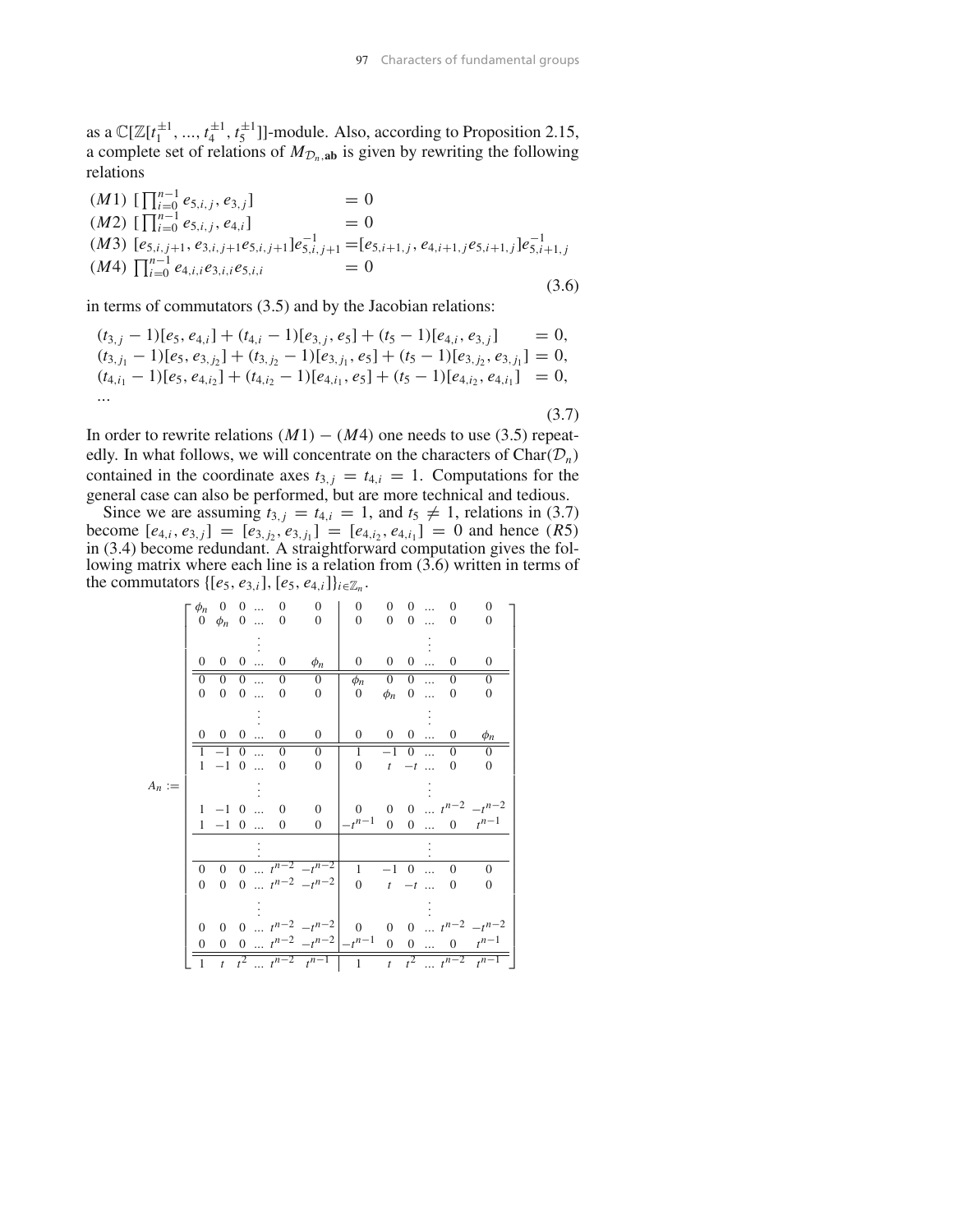as a $\mathbb{C}[\mathbb{Z}[t_1^{\pm 1}, ..., t_4^{\pm 1}, t_5^{\pm 1}]]$-module. Also, according to Proposition 2.15, a complete set of relations of $M_{\mathcal{D}_n,\mathbf{ab}}$ is given by rewriting the following relations

$$
\begin{array}{ll}
(M1)\ [\prod_{i=0}^{n-1} e_{5,i,j}, e_{3,j}] & = 0 \\
(M2)\ [\prod_{i=0}^{n-1} e_{5,i,j}, e_{4,i}] & = 0 \\
(M3)\ [e_{5,i,j+1}, e_{3,i,j+1} e_{5,i,j+1}] e_{5,i,j+1}^{-1} & = [e_{5,i+1,j}, e_{4,i+1,j} e_{5,i+1,j}] e_{5,i+1,j}^{-1} \\
(M4)\ \prod_{i=0}^{n-1} e_{4,i,i} e_{3,i,i} e_{5,i,i} & = 0
\end{array}
\tag{3.6}
$$

in terms of commutators (3.5) and by the Jacobian relations:

$$
\begin{array}{ll}
(t_{3,j}-1)[e_5, e_{4,i}] + (t_{4,i}-1)[e_{3,j}, e_5] + (t_5 - 1)[e_{4,i}, e_{3,j}] & = 0, \\
(t_{3,j_1}-1)[e_5, e_{3,j_2}] + (t_{3,j_2}-1)[e_{3,j_1}, e_5] + (t_5 - 1)[e_{3,j_2}, e_{3,j_1}] & = 0, \\
(t_{4,i_1}-1)[e_5, e_{4,i_2}] + (t_{4,i_2}-1)[e_{4,i_1}, e_5] + (t_5 - 1)[e_{4,i_2}, e_{4,i_1}] & = 0, \\
\ldots &
\end{array}
\tag{3.7}
$$

In order to rewrite relations $(M1)-(M4)$ one needs to use (3.5) repeatedly. In what follows, we will concentrate on the characters of $\mathrm{Char}(\mathcal{D}_n)$ contained in the coordinate axes $t_{3,j} = t_{4,i} = 1$. Computations for the general case can also be performed, but are more technical and tedious.

Since we are assuming $t_{3,j} = t_{4,i} = 1$, and $t_5 \neq 1$, relations in (3.7) become $[e_{4,i}, e_{3,j}] = [e_{3,j_2}, e_{3,j_1}] = [e_{4,i_2}, e_{4,i_1}] = 0$ and hence $(R5)$ in (3.4) become redundant. A straightforward computation gives the following matrix where each line is a relation from (3.6) written in terms of the commutators $\{[e_5, e_{3,i}], [e_5, e_{4,i}]\}_{i \in \mathbb{Z}_n}$.

$$
A_n := \left[\begin{array}{cccccc|cccccc}
\phi_n & 0 & 0 & \ldots & 0 & 0 & 0 & 0 & 0 & \ldots & 0 & 0 \\
0 & \phi_n & 0 & \ldots & 0 & 0 & 0 & 0 & 0 & \ldots & 0 & 0 \\
 & & & \vdots & & & & & & \vdots & & \\
0 & 0 & 0 & \ldots & 0 & \phi_n & 0 & 0 & 0 & \ldots & 0 & 0 \\
\hline\hline
0 & 0 & 0 & \ldots & 0 & 0 & \phi_n & 0 & 0 & \ldots & 0 & 0 \\
0 & 0 & 0 & \ldots & 0 & 0 & 0 & \phi_n & 0 & \ldots & 0 & 0 \\
 & & & \vdots & & & & & & \vdots & & \\
0 & 0 & 0 & \ldots & 0 & 0 & 0 & 0 & 0 & \ldots & 0 & \phi_n \\
\hline\hline
1 & -1 & 0 & \ldots & 0 & 0 & 1 & -1 & 0 & \ldots & 0 & 0 \\
1 & -1 & 0 & \ldots & 0 & 0 & 0 & t & -t & \ldots & 0 & 0 \\
 & & & \vdots & & & & & & \vdots & & \\
1 & -1 & 0 & \ldots & 0 & 0 & 0 & 0 & 0 & \ldots & t^{n-2} & -t^{n-2} \\
1 & -1 & 0 & \ldots & 0 & 0 & -t^{n-1} & 0 & 0 & \ldots & 0 & t^{n-1} \\
\hline
 & & & \vdots & & & & & & \vdots & & \\
\hline
0 & 0 & 0 & \ldots & t^{n-2} & -t^{n-2} & 1 & -1 & 0 & \ldots & 0 & 0 \\
0 & 0 & 0 & \ldots & t^{n-2} & -t^{n-2} & 0 & t & -t & \ldots & 0 & 0 \\
 & & & \vdots & & & & & & \vdots & & \\
0 & 0 & 0 & \ldots & t^{n-2} & -t^{n-2} & 0 & 0 & 0 & \ldots & t^{n-2} & -t^{n-2} \\
0 & 0 & 0 & \ldots & t^{n-2} & -t^{n-2} & -t^{n-1} & 0 & 0 & \ldots & 0 & t^{n-1} \\
\hline\hline
1 & t & t^2 & \ldots & t^{n-2} & t^{n-1} & 1 & t & t^2 & \ldots & t^{n-2} & t^{n-1}
\end{array}\right]
$$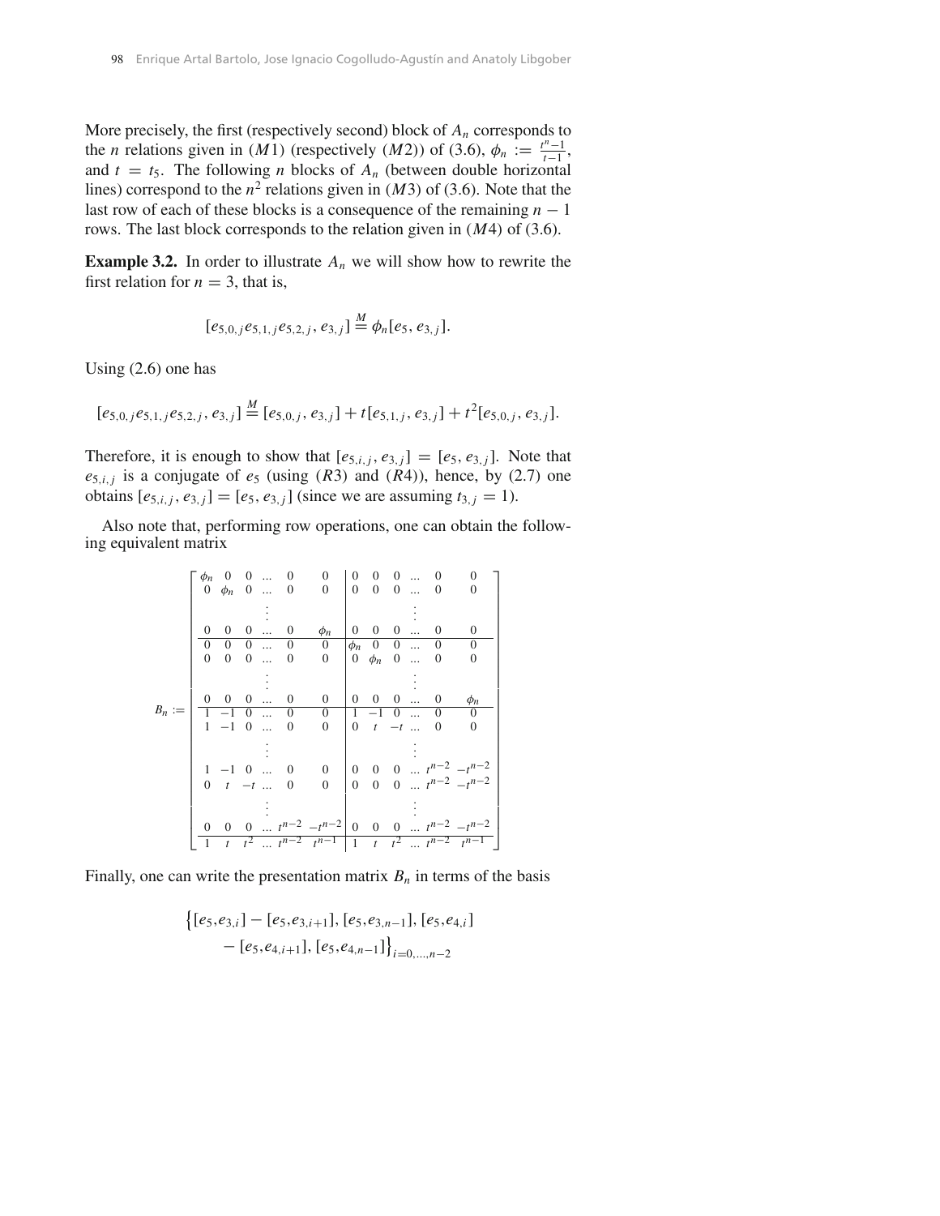More precisely, the first (respectively second) block of $A_n$ corresponds to the $n$ relations given in $(M1)$ (respectively $(M2)$) of (3.6), $\phi_n := \frac{t^n-1}{t-1}$, and $t = t_5$. The following $n$ blocks of $A_n$ (between double horizontal lines) correspond to the $n^2$ relations given in $(M3)$ of (3.6). Note that the last row of each of these blocks is a consequence of the remaining $n-1$ rows. The last block corresponds to the relation given in $(M4)$ of (3.6).

**Example 3.2.** In order to illustrate $A_n$ we will show how to rewrite the first relation for $n = 3$, that is,

$$[e_{5,0,j}e_{5,1,j}e_{5,2,j}, e_{3,j}] \overset{M}{=} \phi_n[e_5, e_{3,j}].$$

Using (2.6) one has

$$[e_{5,0,j}e_{5,1,j}e_{5,2,j}, e_{3,j}] \overset{M}{=} [e_{5,0,j}, e_{3,j}] + t[e_{5,1,j}, e_{3,j}] + t^2[e_{5,0,j}, e_{3,j}].$$

Therefore, it is enough to show that $[e_{5,i,j}, e_{3,j}] = [e_5, e_{3,j}]$. Note that $e_{5,i,j}$ is a conjugate of $e_5$ (using $(R3)$ and $(R4)$), hence, by (2.7) one obtains $[e_{5,i,j}, e_{3,j}] = [e_5, e_{3,j}]$ (since we are assuming $t_{3,j} = 1$).

Also note that, performing row operations, one can obtain the following equivalent matrix

$$B_n := \left[\begin{array}{cccccc|cccccc}
\phi_n & 0 & 0 & \dots & 0 & 0 & 0 & 0 & 0 & \dots & 0 & 0 \\
0 & \phi_n & 0 & \dots & 0 & 0 & 0 & 0 & 0 & \dots & 0 & 0 \\
 & & & \vdots & & & & & & \vdots & & \\
0 & 0 & 0 & \dots & 0 & \phi_n & 0 & 0 & 0 & \dots & 0 & 0 \\
\hline
0 & 0 & 0 & \dots & 0 & 0 & \phi_n & 0 & 0 & \dots & 0 & 0 \\
0 & 0 & 0 & \dots & 0 & 0 & 0 & \phi_n & 0 & \dots & 0 & 0 \\
 & & & \vdots & & & & & & \vdots & & \\
0 & 0 & 0 & \dots & 0 & 0 & 0 & 0 & 0 & \dots & 0 & \phi_n \\
\hline
1 & -1 & 0 & \dots & 0 & 0 & 1 & -1 & 0 & \dots & 0 & 0 \\
1 & -1 & 0 & \dots & 0 & 0 & 0 & t & -t & \dots & 0 & 0 \\
 & & & \vdots & & & & & & \vdots & & \\
1 & -1 & 0 & \dots & 0 & 0 & 0 & 0 & 0 & \dots & t^{n-2} & -t^{n-2} \\
0 & t & -t & \dots & 0 & 0 & 0 & 0 & 0 & \dots & t^{n-2} & -t^{n-2} \\
 & & & \vdots & & & & & & \vdots & & \\
0 & 0 & 0 & \dots & t^{n-2} & -t^{n-2} & 0 & 0 & 0 & \dots & t^{n-2} & -t^{n-2} \\
\hline
1 & t & t^2 & \dots & t^{n-2} & t^{n-1} & 1 & t & t^2 & \dots & t^{n-2} & t^{n-1}
\end{array}\right]$$

Finally, one can write the presentation matrix $B_n$ in terms of the basis

$$\Big\{[e_5,e_{3,i}] - [e_5,e_{3,i+1}], [e_5,e_{3,n-1}], [e_5,e_{4,i}] \\ - [e_5,e_{4,i+1}], [e_5,e_{4,n-1}]\Big\}_{i=0,\dots,n-2}$$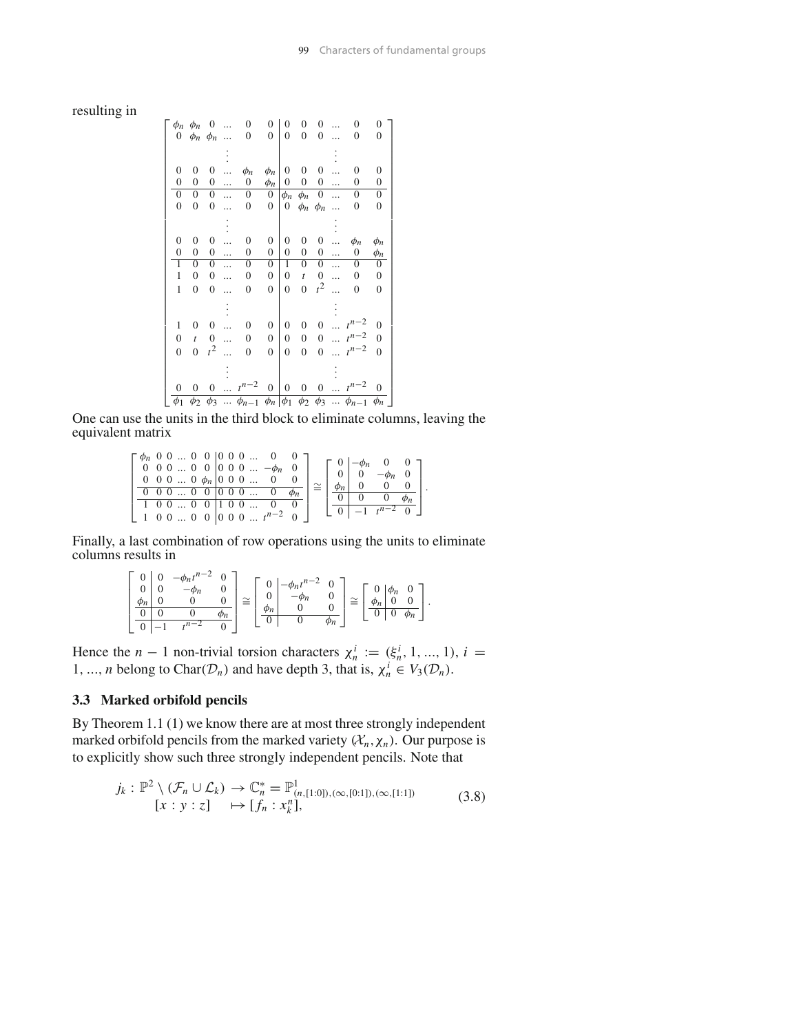resulting in

$$
\left[\begin{array}{cccccc|cccccc}
\phi_n & \phi_n & 0 & \dots & 0 & 0 & 0 & 0 & 0 & \dots & 0 & 0 \\
0 & \phi_n & \phi_n & \dots & 0 & 0 & 0 & 0 & 0 & \dots & 0 & 0 \\
 & & & \vdots & & & & & & \vdots & & \\
0 & 0 & 0 & \dots & \phi_n & \phi_n & 0 & 0 & 0 & \dots & 0 & 0 \\
0 & 0 & 0 & \dots & 0 & \phi_n & 0 & 0 & 0 & \dots & 0 & 0 \\
\hline
0 & 0 & 0 & \dots & 0 & 0 & \phi_n & \phi_n & 0 & \dots & 0 & 0 \\
0 & 0 & 0 & \dots & 0 & 0 & 0 & \phi_n & \phi_n & \dots & 0 & 0 \\
 & & & \vdots & & & & & & \vdots & & \\
0 & 0 & 0 & \dots & 0 & 0 & 0 & 0 & 0 & \dots & \phi_n & \phi_n \\
0 & 0 & 0 & \dots & 0 & 0 & 0 & 0 & 0 & \dots & 0 & \phi_n \\
\hline
1 & 0 & 0 & \dots & 0 & 0 & 1 & 0 & 0 & \dots & 0 & 0 \\
1 & 0 & 0 & \dots & 0 & 0 & 0 & t & 0 & \dots & 0 & 0 \\
1 & 0 & 0 & \dots & 0 & 0 & 0 & 0 & t^2 & \dots & 0 & 0 \\
 & & & \vdots & & & & & & \vdots & & \\
1 & 0 & 0 & \dots & 0 & 0 & 0 & 0 & 0 & \dots & t^{n-2} & 0 \\
0 & t & 0 & \dots & 0 & 0 & 0 & 0 & 0 & \dots & t^{n-2} & 0 \\
0 & 0 & t^2 & \dots & 0 & 0 & 0 & 0 & 0 & \dots & t^{n-2} & 0 \\
 & & & \vdots & & & & & & \vdots & & \\
0 & 0 & 0 & \dots & t^{n-2} & 0 & 0 & 0 & 0 & \dots & t^{n-2} & 0 \\
\hline
\phi_1 & \phi_2 & \phi_3 & \dots & \phi_{n-1} & \phi_n & \phi_1 & \phi_2 & \phi_3 & \dots & \phi_{n-1} & \phi_n
\end{array}\right]
$$

One can use the units in the third block to eliminate columns, leaving the equivalent matrix

$$
\left[\begin{array}{cccccc|cccccc}
\phi_n & 0 & 0 & \dots & 0 & 0 & 0 & 0 & 0 & \dots & 0 & 0 \\
0 & 0 & 0 & \dots & 0 & 0 & 0 & 0 & 0 & \dots & -\phi_n & 0 \\
0 & 0 & 0 & \dots & 0 & \phi_n & 0 & 0 & 0 & \dots & 0 & 0 \\
\hline
0 & 0 & 0 & \dots & 0 & 0 & 0 & 0 & 0 & \dots & 0 & \phi_n \\
\hline
1 & 0 & 0 & \dots & 0 & 0 & 1 & 0 & 0 & \dots & 0 & 0 \\
1 & 0 & 0 & \dots & 0 & 0 & 0 & 0 & 0 & \dots & t^{n-2} & 0
\end{array}\right]
\cong
\left[\begin{array}{c|ccc}
0 & -\phi_n & 0 & 0 \\
0 & 0 & -\phi_n & 0 \\
\phi_n & 0 & 0 & 0 \\
\hline
0 & 0 & 0 & \phi_n \\
\hline
0 & -1 & t^{n-2} & 0
\end{array}\right].
$$

Finally, a last combination of row operations using the units to eliminate columns results in

$$
\left[\begin{array}{c|ccc}
0 & 0 & -\phi_n t^{n-2} & 0 \\
0 & 0 & -\phi_n & 0 \\
\phi_n & 0 & 0 & 0 \\
\hline
0 & 0 & 0 & \phi_n \\
\hline
0 & -1 & t^{n-2} & 0
\end{array}\right]
\cong
\left[\begin{array}{c|cc}
0 & -\phi_n t^{n-2} & 0 \\
0 & -\phi_n & 0 \\
\phi_n & 0 & 0 \\
\hline
0 & 0 & \phi_n
\end{array}\right]
\cong
\left[\begin{array}{c|cc}
0 & \phi_n & 0 \\
\phi_n & 0 & 0 \\
\hline
0 & 0 & \phi_n
\end{array}\right].
$$

Hence the $n-1$ non-trivial torsion characters $\chi_n^i := (\xi_n^i, 1, \dots, 1)$, $i = 1, \dots, n$ belong to $\mathrm{Char}(\mathcal{D}_n)$ and have depth 3, that is, $\chi_n^i \in V_3(\mathcal{D}_n)$.

### 3.3 Marked orbifold pencils

By Theorem 1.1 (1) we know there are at most three strongly independent marked orbifold pencils from the marked variety $(\mathcal{X}_n, \chi_n)$. Our purpose is to explicitly show such three strongly independent pencils. Note that

$$
\begin{array}{rcl}
j_k : \mathbb{P}^2 \setminus (\mathcal{F}_n \cup \mathcal{L}_k) & \to & \mathbb{C}_n^* = \mathbb{P}^1_{(n,[1:0]),(\infty,[0:1]),(\infty,[1:1])} \\
{[x:y:z]} & \mapsto & [f_n : x_k^n],
\end{array}
\tag{3.8}
$$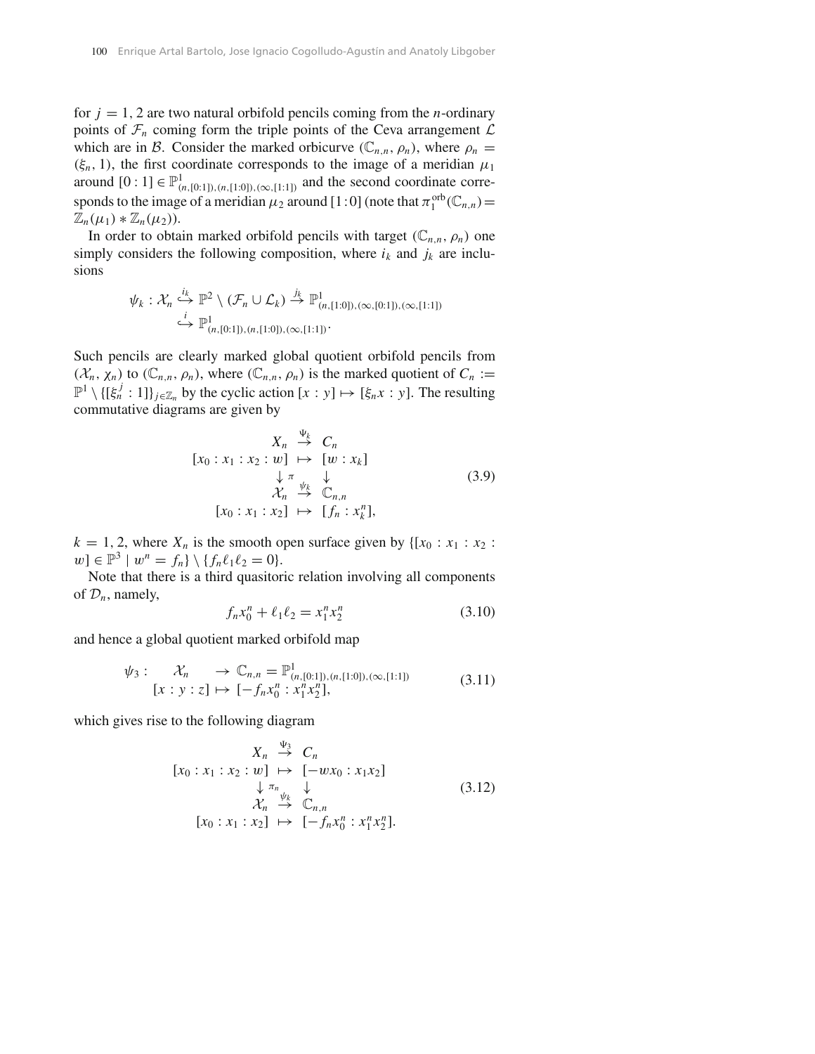for $j = 1, 2$ are two natural orbifold pencils coming from the $n$-ordinary points of $\mathcal{F}_n$ coming form the triple points of the Ceva arrangement $\mathcal{L}$ which are in $\mathcal{B}$. Consider the marked orbicurve $(\mathbb{C}_{n,n}, \rho_n)$, where $\rho_n = (\xi_n, 1)$, the first coordinate corresponds to the image of a meridian $\mu_1$ around $[0:1] \in \mathbb{P}^1_{(n,[0:1]),(n,[1:0]),(\infty,[1:1])}$ and the second coordinate corresponds to the image of a meridian $\mu_2$ around $[1:0]$ (note that $\pi_1^{\text{orb}}(\mathbb{C}_{n,n}) = \mathbb{Z}_n(\mu_1) * \mathbb{Z}_n(\mu_2)$).

In order to obtain marked orbifold pencils with target $(\mathbb{C}_{n,n}, \rho_n)$ one simply considers the following composition, where $i_k$ and $j_k$ are inclusions

$$
\begin{aligned}
\psi_k : \mathcal{X}_n \overset{i_k}{\hookrightarrow} \mathbb{P}^2 \setminus (\mathcal{F}_n \cup \mathcal{L}_k) &\overset{j_k}{\to} \mathbb{P}^1_{(n,[1:0]),(\infty,[0:1]),(\infty,[1:1])} \\
&\overset{i}{\hookrightarrow} \mathbb{P}^1_{(n,[0:1]),(n,[1:0]),(\infty,[1:1])}.
\end{aligned}
$$

Such pencils are clearly marked global quotient orbifold pencils from $(\mathcal{X}_n, \chi_n)$ to $(\mathbb{C}_{n,n}, \rho_n)$, where $(\mathbb{C}_{n,n}, \rho_n)$ is the marked quotient of $C_n := \mathbb{P}^1 \setminus \{[\xi_n^j : 1]\}_{j \in \mathbb{Z}_n}$ by the cyclic action $[x:y] \mapsto [\xi_n x : y]$. The resulting commutative diagrams are given by

$$
\begin{array}{ccc}
X_n & \overset{\Psi_k}{\to} & C_n \\
[x_0 : x_1 : x_2 : w] & \mapsto & [w : x_k] \\
\downarrow \pi & & \downarrow \\
\mathcal{X}_n & \overset{\psi_k}{\to} & \mathbb{C}_{n,n} \\
[x_0 : x_1 : x_2] & \mapsto & [f_n : x_k^n],
\end{array}
\tag{3.9}
$$

$k = 1, 2$, where $X_n$ is the smooth open surface given by $\{[x_0 : x_1 : x_2 : w] \in \mathbb{P}^3 \mid w^n = f_n\} \setminus \{f_n \ell_1 \ell_2 = 0\}$.

Note that there is a third quasitoric relation involving all components of $\mathcal{D}_n$, namely,

$$
f_n x_0^n + \ell_1 \ell_2 = x_1^n x_2^n \tag{3.10}
$$

and hence a global quotient marked orbifold map

$$
\begin{array}{rccl}
\psi_3 : & \mathcal{X}_n & \to & \mathbb{C}_{n,n} = \mathbb{P}^1_{(n,[0:1]),(n,[1:0]),(\infty,[1:1])} \\
& [x:y:z] & \mapsto & [-f_n x_0^n : x_1^n x_2^n],
\end{array}
\tag{3.11}
$$

which gives rise to the following diagram

$$
\begin{array}{ccc}
X_n & \overset{\Psi_3}{\to} & C_n \\
[x_0 : x_1 : x_2 : w] & \mapsto & [-w x_0 : x_1 x_2] \\
\downarrow \pi_n & & \downarrow \\
\mathcal{X}_n & \overset{\psi_k}{\to} & \mathbb{C}_{n,n} \\
[x_0 : x_1 : x_2] & \mapsto & [-f_n x_0^n : x_1^n x_2^n].
\end{array}
\tag{3.12}
$$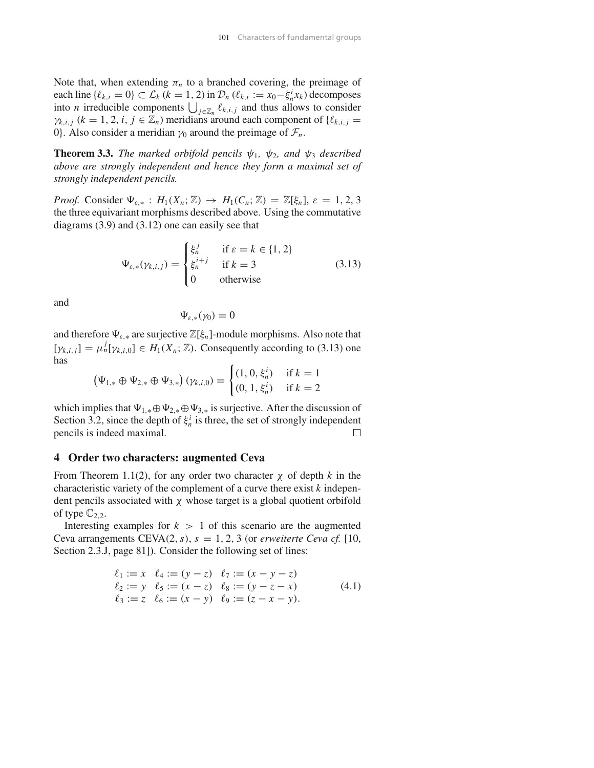Note that, when extending $\pi_n$ to a branched covering, the preimage of each line $\{\ell_{k,i} = 0\} \subset \mathcal{L}_k$ $(k = 1, 2)$ in $\mathcal{D}_n$ $(\ell_{k,i} := x_0 - \xi_n^i x_k)$ decomposes into $n$ irreducible components $\bigcup_{j \in \mathbb{Z}_n} \ell_{k,i,j}$ and thus allows to consider $\gamma_{k,i,j}$ $(k = 1, 2, i, j \in \mathbb{Z}_n)$ meridians around each component of $\{\ell_{k,i,j} = 0\}$. Also consider a meridian $\gamma_0$ around the preimage of $\mathcal{F}_n$.

**Theorem 3.3.** *The marked orbifold pencils $\psi_1$, $\psi_2$, and $\psi_3$ described above are strongly independent and hence they form a maximal set of strongly independent pencils.*

*Proof.* Consider $\Psi_{\varepsilon,*} : H_1(X_n; \mathbb{Z}) \to H_1(C_n; \mathbb{Z}) = \mathbb{Z}[\xi_n]$, $\varepsilon = 1, 2, 3$ the three equivariant morphisms described above. Using the commutative diagrams (3.9) and (3.12) one can easily see that

$$\Psi_{\varepsilon,*}(\gamma_{k,i,j}) = \begin{cases} \xi_n^j & \text{if } \varepsilon = k \in \{1, 2\} \\ \xi_n^{i+j} & \text{if } k = 3 \\ 0 & \text{otherwise} \end{cases} \tag{3.13}$$

and

$$\Psi_{\varepsilon,*}(\gamma_0) = 0$$

and therefore $\Psi_{\varepsilon,*}$ are surjective $\mathbb{Z}[\xi_n]$-module morphisms. Also note that $[\gamma_{k,i,j}] = \mu_n^j [\gamma_{k,i,0}] \in H_1(X_n; \mathbb{Z})$. Consequently according to (3.13) one has

$$\left(\Psi_{1,*} \oplus \Psi_{2,*} \oplus \Psi_{3,*}\right)(\gamma_{k,i,0}) = \begin{cases} (1, 0, \xi_n^i) & \text{if } k = 1 \\ (0, 1, \xi_n^i) & \text{if } k = 2 \end{cases}$$

which implies that $\Psi_{1,*} \oplus \Psi_{2,*} \oplus \Psi_{3,*}$ is surjective. After the discussion of Section 3.2, since the depth of $\xi_n^i$ is three, the set of strongly independent pencils is indeed maximal. □

## 4 Order two characters: augmented Ceva

From Theorem 1.1(2), for any order two character $\chi$ of depth $k$ in the characteristic variety of the complement of a curve there exist $k$ independent pencils associated with $\chi$ whose target is a global quotient orbifold of type $\mathbb{C}_{2,2}$.

Interesting examples for $k > 1$ of this scenario are the augmented Ceva arrangements CEVA$(2, s)$, $s = 1, 2, 3$ (or *erweiterte Ceva cf.* [10, Section 2.3.J, page 81]). Consider the following set of lines:

$$\begin{array}{lll} \ell_1 := x & \ell_4 := (y - z) & \ell_7 := (x - y - z) \\ \ell_2 := y & \ell_5 := (x - z) & \ell_8 := (y - z - x) \\ \ell_3 := z & \ell_6 := (x - y) & \ell_9 := (z - x - y). \end{array} \tag{4.1}$$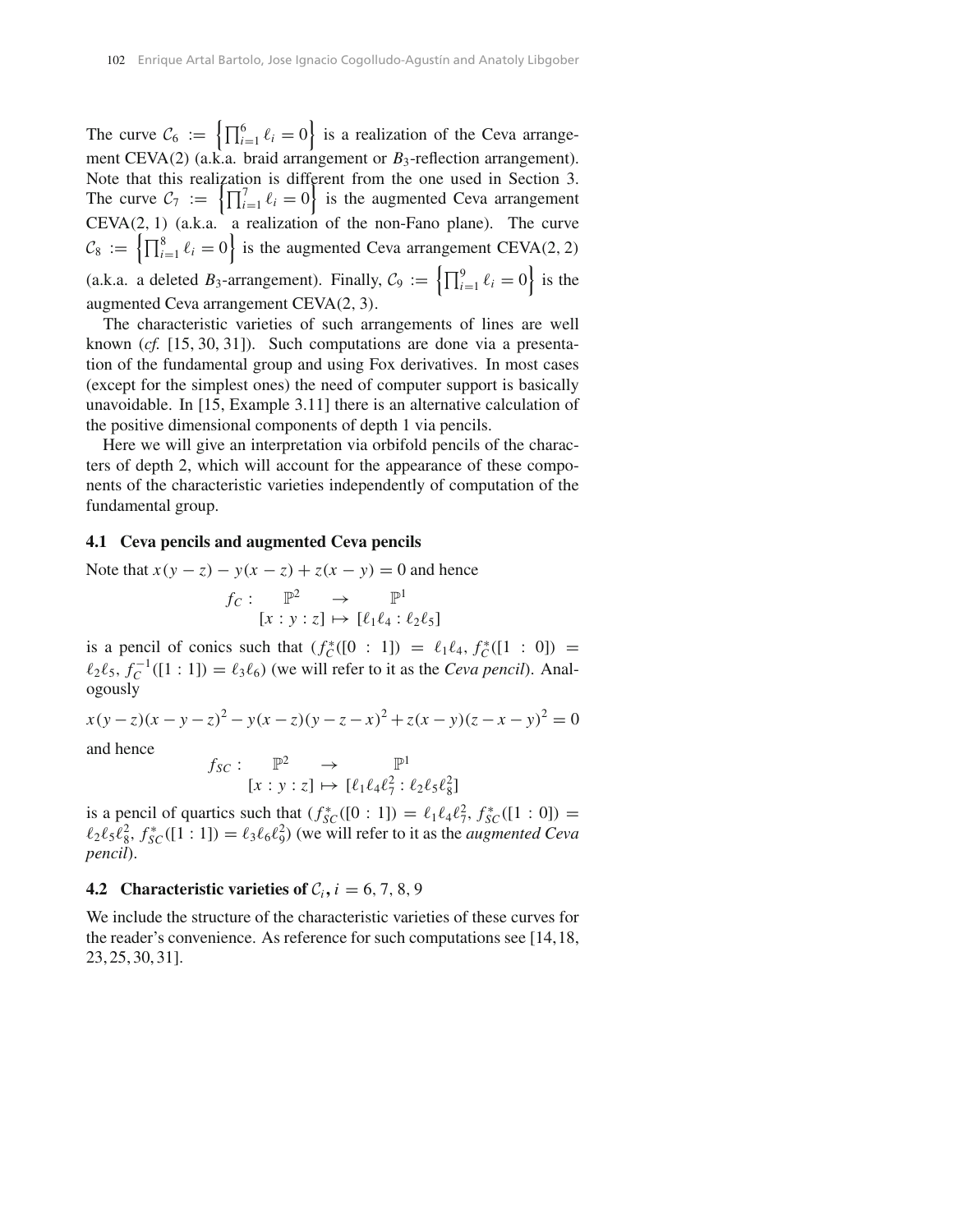The curve $\mathcal{C}_6 := \left\{\prod_{i=1}^{6} \ell_i = 0\right\}$ is a realization of the Ceva arrangement CEVA(2) (a.k.a. braid arrangement or $B_3$-reflection arrangement). Note that this realization is different from the one used in Section 3. The curve $\mathcal{C}_7 := \left\{\prod_{i=1}^{7} \ell_i = 0\right\}$ is the augmented Ceva arrangement CEVA(2, 1) (a.k.a. a realization of the non-Fano plane). The curve $\mathcal{C}_8 := \left\{\prod_{i=1}^{8} \ell_i = 0\right\}$ is the augmented Ceva arrangement CEVA(2, 2) (a.k.a. a deleted $B_3$-arrangement). Finally, $\mathcal{C}_9 := \left\{\prod_{i=1}^{9} \ell_i = 0\right\}$ is the augmented Ceva arrangement CEVA(2, 3).

The characteristic varieties of such arrangements of lines are well known (*cf.* [15, 30, 31]). Such computations are done via a presentation of the fundamental group and using Fox derivatives. In most cases (except for the simplest ones) the need of computer support is basically unavoidable. In [15, Example 3.11] there is an alternative calculation of the positive dimensional components of depth 1 via pencils.

Here we will give an interpretation via orbifold pencils of the characters of depth 2, which will account for the appearance of these components of the characteristic varieties independently of computation of the fundamental group.

### 4.1 Ceva pencils and augmented Ceva pencils

Note that $x(y-z) - y(x-z) + z(x-y) = 0$ and hence

$$
\begin{array}{rccc}
f_C: & \mathbb{P}^2 & \to & \mathbb{P}^1 \\
& [x:y:z] & \mapsto & [\ell_1\ell_4 : \ell_2\ell_5]
\end{array}
$$

is a pencil of conics such that ($f_C^*([0:1]) = \ell_1\ell_4$, $f_C^*([1:0]) = \ell_2\ell_5$, $f_C^{-1}([1:1]) = \ell_3\ell_6$) (we will refer to it as the *Ceva pencil*). Analogously

$$
x(y-z)(x-y-z)^2 - y(x-z)(y-z-x)^2 + z(x-y)(z-x-y)^2 = 0
$$

and hence

$$
\begin{array}{rccc}
f_{SC}: & \mathbb{P}^2 & \to & \mathbb{P}^1 \\
& [x:y:z] & \mapsto & [\ell_1\ell_4\ell_7^2 : \ell_2\ell_5\ell_8^2]
\end{array}
$$

is a pencil of quartics such that ($f_{SC}^*([0:1]) = \ell_1\ell_4\ell_7^2$, $f_{SC}^*([1:0]) = \ell_2\ell_5\ell_8^2$, $f_{SC}^*([1:1]) = \ell_3\ell_6\ell_9^2$) (we will refer to it as the *augmented Ceva pencil*).

### 4.2 Characteristic varieties of $\mathcal{C}_i$, $i = 6, 7, 8, 9$

We include the structure of the characteristic varieties of these curves for the reader's convenience. As reference for such computations see [14, 18, 23, 25, 30, 31].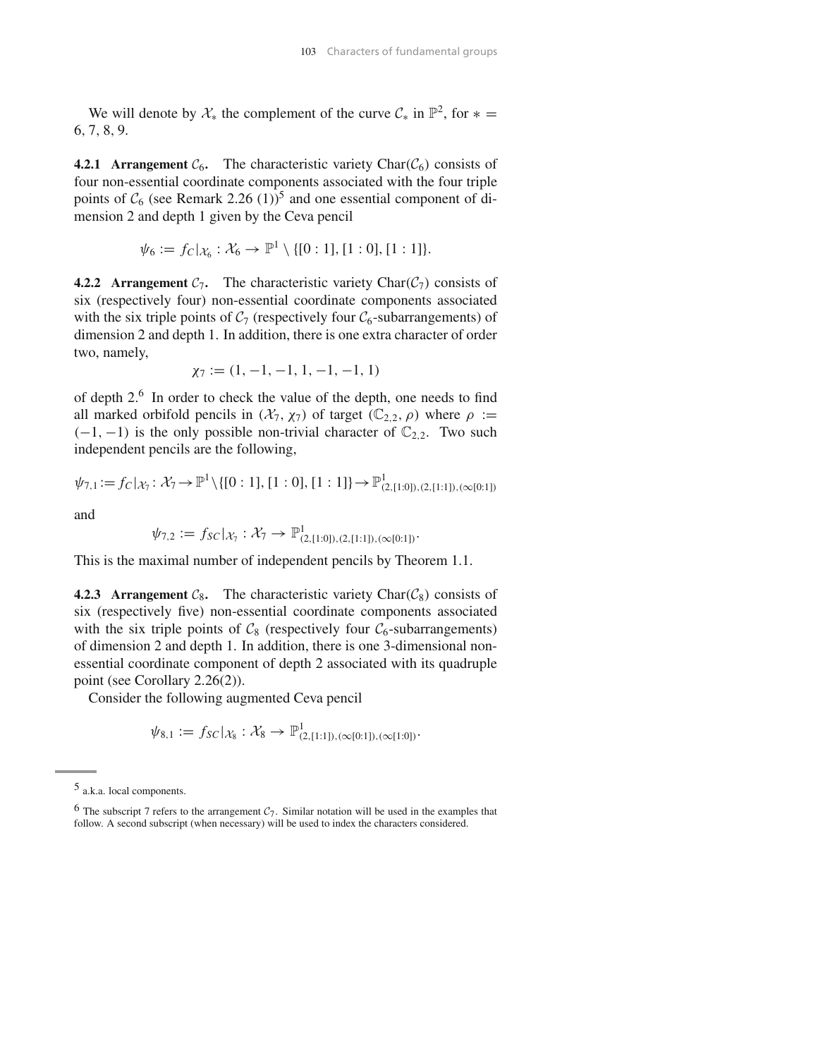We will denote by $\mathcal{X}_*$ the complement of the curve $\mathcal{C}_*$ in $\mathbb{P}^2$, for $* = 6, 7, 8, 9$.

**4.2.1 Arrangement $\mathcal{C}_6$.** The characteristic variety $\text{Char}(\mathcal{C}_6)$ consists of four non-essential coordinate components associated with the four triple points of $\mathcal{C}_6$ (see Remark 2.26 (1))[5] and one essential component of dimension 2 and depth 1 given by the Ceva pencil

$$\psi_6 := f_C|_{\mathcal{X}_6} : \mathcal{X}_6 \to \mathbb{P}^1 \setminus \{[0:1], [1:0], [1:1]\}.$$

**4.2.2 Arrangement $\mathcal{C}_7$.** The characteristic variety $\text{Char}(\mathcal{C}_7)$ consists of six (respectively four) non-essential coordinate components associated with the six triple points of $\mathcal{C}_7$ (respectively four $\mathcal{C}_6$-subarrangements) of dimension 2 and depth 1. In addition, there is one extra character of order two, namely,

$$\chi_7 := (1, -1, -1, 1, -1, -1, 1)$$

of depth 2.[6] In order to check the value of the depth, one needs to find all marked orbifold pencils in $(\mathcal{X}_7, \chi_7)$ of target $(\mathbb{C}_{2,2}, \rho)$ where $\rho := (-1, -1)$ is the only possible non-trivial character of $\mathbb{C}_{2,2}$. Two such independent pencils are the following,

$$\psi_{7,1} := f_C|_{\mathcal{X}_7} : \mathcal{X}_7 \to \mathbb{P}^1 \setminus \{[0:1], [1:0], [1:1]\} \to \mathbb{P}^1_{(2,[1:0]),(2,[1:1]),(\infty[0:1])}$$

and

$$\psi_{7,2} := f_{SC}|_{\mathcal{X}_7} : \mathcal{X}_7 \to \mathbb{P}^1_{(2,[1:0]),(2,[1:1]),(\infty[0:1])}.$$

This is the maximal number of independent pencils by Theorem 1.1.

**4.2.3 Arrangement $\mathcal{C}_8$.** The characteristic variety $\text{Char}(\mathcal{C}_8)$ consists of six (respectively five) non-essential coordinate components associated with the six triple points of $\mathcal{C}_8$ (respectively four $\mathcal{C}_6$-subarrangements) of dimension 2 and depth 1. In addition, there is one 3-dimensional non-essential coordinate component of depth 2 associated with its quadruple point (see Corollary 2.26(2)).

Consider the following augmented Ceva pencil

$$\psi_{8,1} := f_{SC}|_{\mathcal{X}_8} : \mathcal{X}_8 \to \mathbb{P}^1_{(2,[1:1]),(\infty[0:1]),(\infty[1:0])}.$$

---

[5] a.k.a. local components.

[6] The subscript 7 refers to the arrangement $\mathcal{C}_7$. Similar notation will be used in the examples that follow. A second subscript (when necessary) will be used to index the characters considered.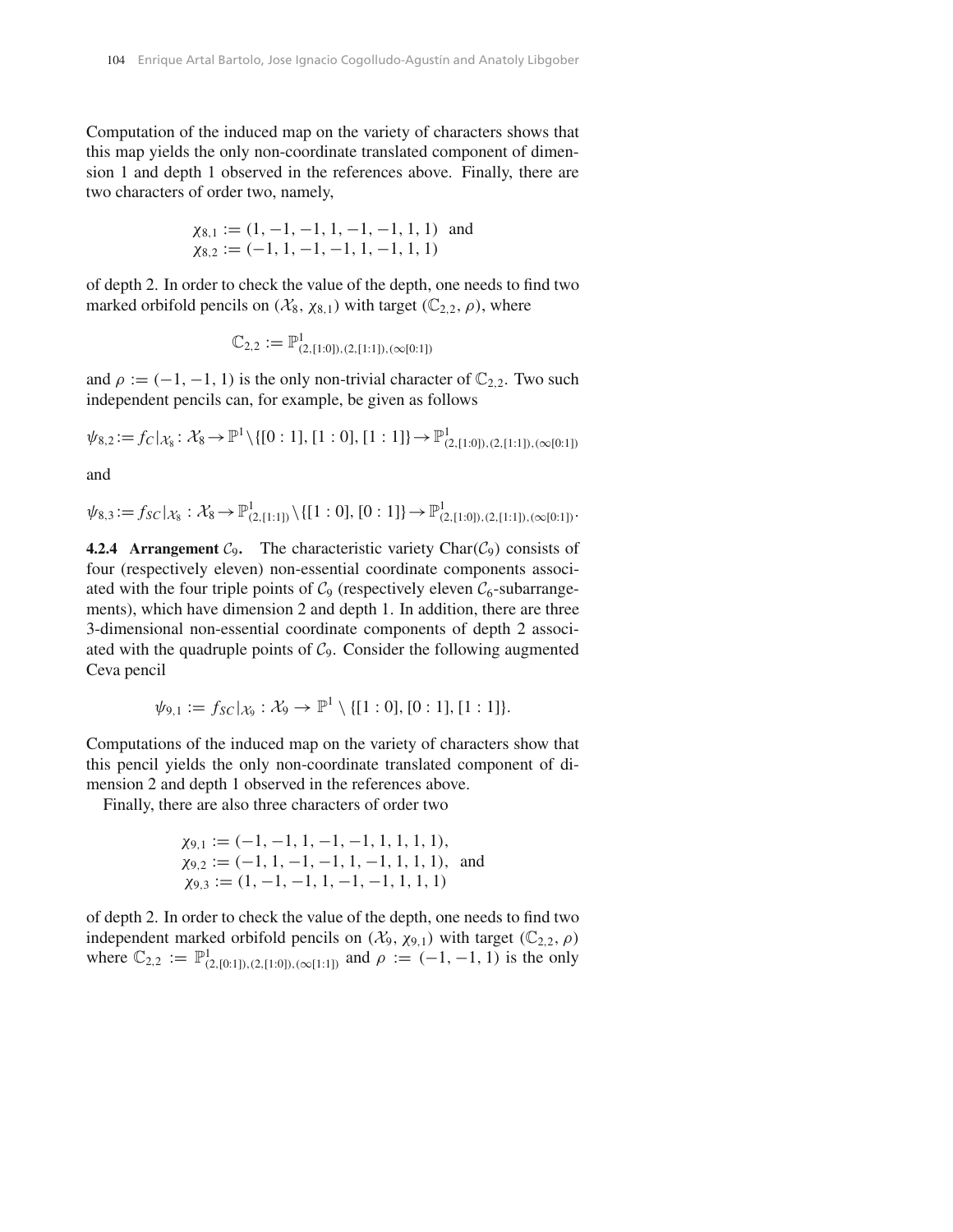Computation of the induced map on the variety of characters shows that this map yields the only non-coordinate translated component of dimension 1 and depth 1 observed in the references above. Finally, there are two characters of order two, namely,

$$\chi_{8,1} := (1, -1, -1, 1, -1, -1, 1, 1) \quad \text{and}$$
$$\chi_{8,2} := (-1, 1, -1, -1, 1, -1, 1, 1)$$

of depth 2. In order to check the value of the depth, one needs to find two marked orbifold pencils on $(\mathcal{X}_8, \chi_{8,1})$ with target $(\mathbb{C}_{2,2}, \rho)$, where

$$\mathbb{C}_{2,2} := \mathbb{P}^1_{(2,[1:0]),(2,[1:1]),(\infty[0:1])}$$

and $\rho := (-1, -1, 1)$ is the only non-trivial character of $\mathbb{C}_{2,2}$. Two such independent pencils can, for example, be given as follows

$$\psi_{8,2} := f_C|_{\mathcal{X}_8} : \mathcal{X}_8 \to \mathbb{P}^1 \setminus \{[0:1], [1:0], [1:1]\} \to \mathbb{P}^1_{(2,[1:0]),(2,[1:1]),(\infty[0:1])}$$

and

$$\psi_{8,3} := f_{SC}|_{\mathcal{X}_8} : \mathcal{X}_8 \to \mathbb{P}^1_{(2,[1:1])} \setminus \{[1:0], [0:1]\} \to \mathbb{P}^1_{(2,[1:0]),(2,[1:1]),(\infty[0:1])}.$$

**4.2.4 Arrangement $\mathcal{C}_9$.** The characteristic variety $\operatorname{Char}(\mathcal{C}_9)$ consists of four (respectively eleven) non-essential coordinate components associated with the four triple points of $\mathcal{C}_9$ (respectively eleven $\mathcal{C}_6$-subarrangements), which have dimension 2 and depth 1. In addition, there are three 3-dimensional non-essential coordinate components of depth 2 associated with the quadruple points of $\mathcal{C}_9$. Consider the following augmented Ceva pencil

$$\psi_{9,1} := f_{SC}|_{\mathcal{X}_9} : \mathcal{X}_9 \to \mathbb{P}^1 \setminus \{[1:0], [0:1], [1:1]\}.$$

Computations of the induced map on the variety of characters show that this pencil yields the only non-coordinate translated component of dimension 2 and depth 1 observed in the references above.

Finally, there are also three characters of order two

$$\chi_{9,1} := (-1, -1, 1, -1, -1, 1, 1, 1, 1),$$
$$\chi_{9,2} := (-1, 1, -1, -1, 1, -1, 1, 1, 1), \quad \text{and}$$
$$\chi_{9,3} := (1, -1, -1, 1, -1, -1, 1, 1, 1)$$

of depth 2. In order to check the value of the depth, one needs to find two independent marked orbifold pencils on $(\mathcal{X}_9, \chi_{9,1})$ with target $(\mathbb{C}_{2,2}, \rho)$ where $\mathbb{C}_{2,2} := \mathbb{P}^1_{(2,[0:1]),(2,[1:0]),(\infty[1:1])}$ and $\rho := (-1, -1, 1)$ is the only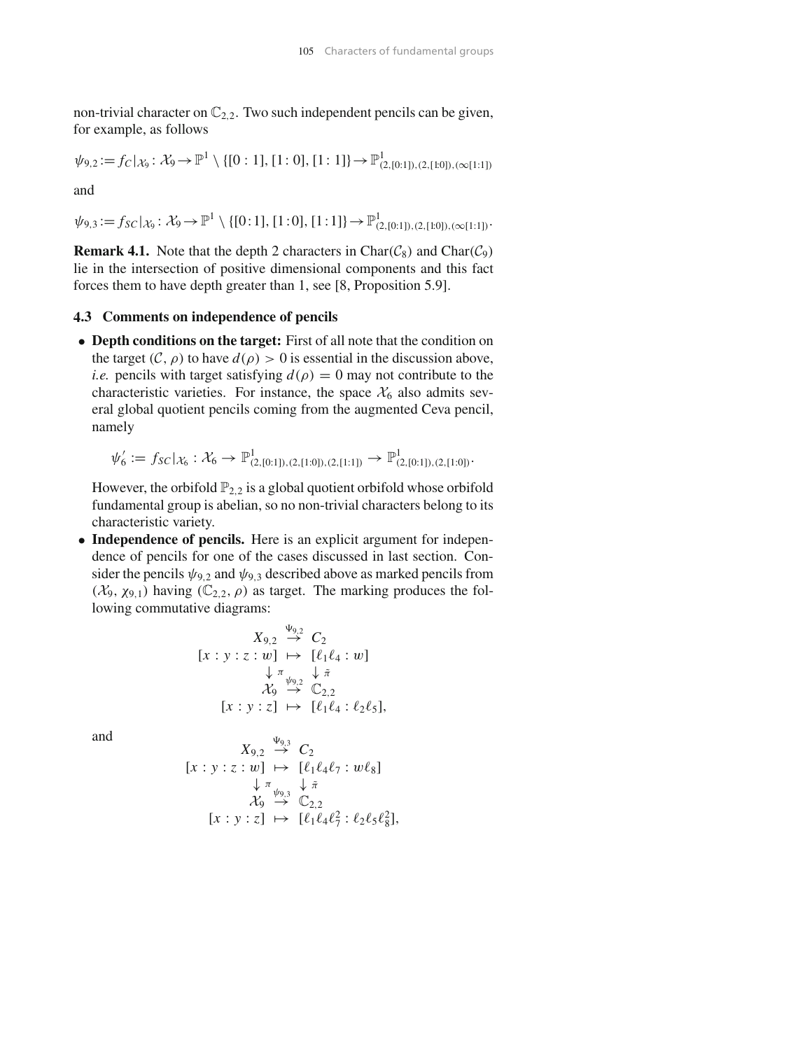non-trivial character on $\mathbb{C}_{2,2}$. Two such independent pencils can be given, for example, as follows

$$\psi_{9,2} := f_C|_{\mathcal{X}_9} : \mathcal{X}_9 \to \mathbb{P}^1 \setminus \{[0:1],[1:0],[1:1]\} \to \mathbb{P}^1_{(2,[0:1]),(2,[1:0]),(\infty[1:1])}$$

and

$$\psi_{9,3} := f_{SC}|_{\mathcal{X}_9} : \mathcal{X}_9 \to \mathbb{P}^1 \setminus \{[0:1],[1:0],[1:1]\} \to \mathbb{P}^1_{(2,[0:1]),(2,[1:0]),(\infty[1:1])}.$$

**Remark 4.1.** Note that the depth 2 characters in $\operatorname{Char}(\mathcal{C}_8)$ and $\operatorname{Char}(\mathcal{C}_9)$ lie in the intersection of positive dimensional components and this fact forces them to have depth greater than 1, see [8, Proposition 5.9].

### 4.3 Comments on independence of pencils

- **Depth conditions on the target:** First of all note that the condition on the target $(\mathcal{C}, \rho)$ to have $d(\rho) > 0$ is essential in the discussion above, *i.e.* pencils with target satisfying $d(\rho) = 0$ may not contribute to the characteristic varieties. For instance, the space $\mathcal{X}_6$ also admits several global quotient pencils coming from the augmented Ceva pencil, namely

  $$\psi_6' := f_{SC}|_{\mathcal{X}_6} : \mathcal{X}_6 \to \mathbb{P}^1_{(2,[0:1]),(2,[1:0]),(2,[1:1])} \to \mathbb{P}^1_{(2,[0:1]),(2,[1:0])}.$$

  However, the orbifold $\mathbb{P}_{2,2}$ is a global quotient orbifold whose orbifold fundamental group is abelian, so no non-trivial characters belong to its characteristic variety.

- **Independence of pencils.** Here is an explicit argument for independence of pencils for one of the cases discussed in last section. Consider the pencils $\psi_{9,2}$ and $\psi_{9,3}$ described above as marked pencils from $(\mathcal{X}_9, \chi_{9,1})$ having $(\mathbb{C}_{2,2}, \rho)$ as target. The marking produces the following commutative diagrams:

  $$\begin{array}{ccc} X_{9,2} & \overset{\Psi_{9,2}}{\to} & C_2 \\ [x:y:z:w] & \mapsto & [\ell_1\ell_4 : w] \\ \downarrow \pi & & \downarrow \tilde{\pi} \\ \mathcal{X}_9 & \overset{\psi_{9,2}}{\to} & \mathbb{C}_{2,2} \\ [x:y:z] & \mapsto & [\ell_1\ell_4 : \ell_2\ell_5], \end{array}$$

  and

  $$\begin{array}{ccc} X_{9,2} & \overset{\Psi_{9,3}}{\to} & C_2 \\ [x:y:z:w] & \mapsto & [\ell_1\ell_4\ell_7 : w\ell_8] \\ \downarrow \pi & & \downarrow \tilde{\pi} \\ \mathcal{X}_9 & \overset{\psi_{9,3}}{\to} & \mathbb{C}_{2,2} \\ [x:y:z] & \mapsto & [\ell_1\ell_4\ell_7^2 : \ell_2\ell_5\ell_8^2], \end{array}$$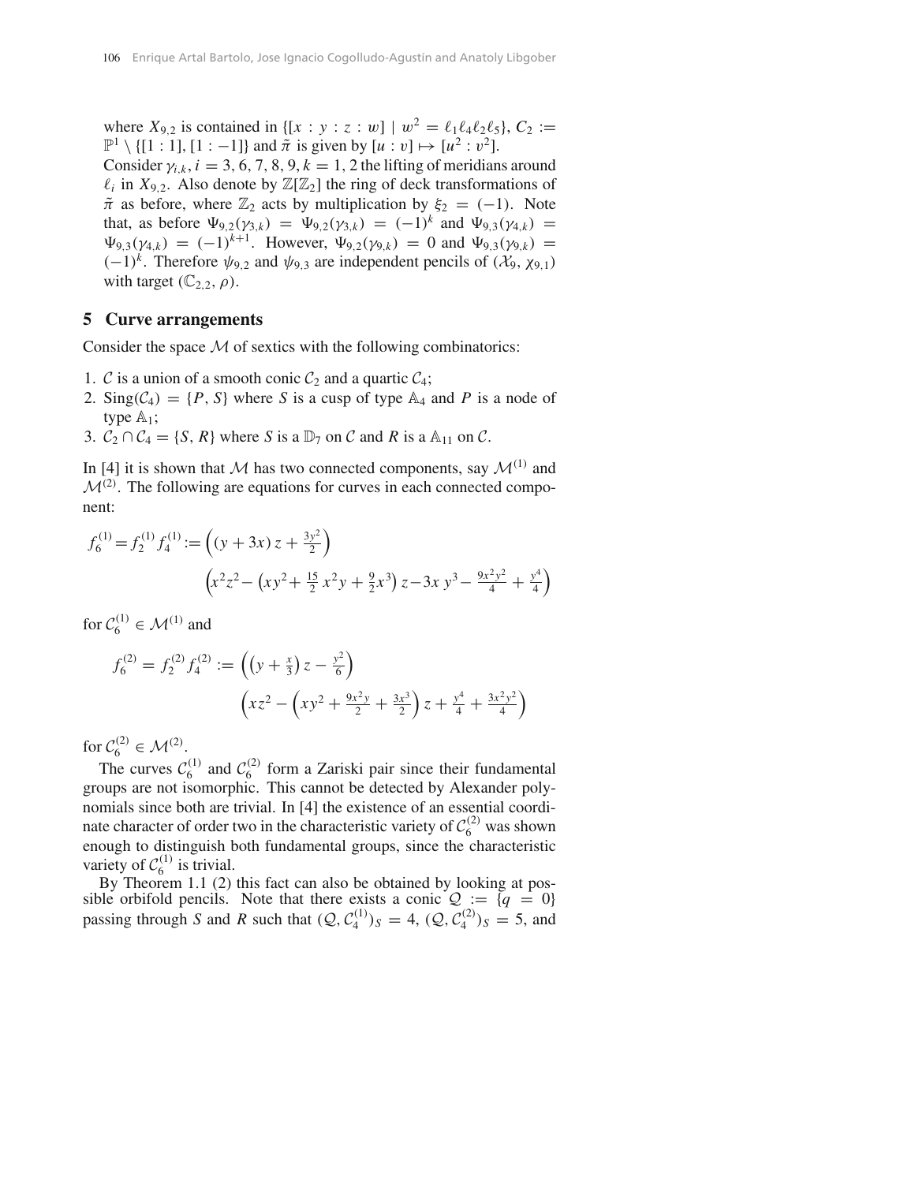where $X_{9,2}$ is contained in $\{[x : y : z : w] \mid w^2 = \ell_1\ell_4\ell_2\ell_5\}$, $C_2 := \mathbb{P}^1 \setminus \{[1 : 1], [1 : -1]\}$ and $\tilde{\pi}$ is given by $[u : v] \mapsto [u^2 : v^2]$.

Consider $\gamma_{i,k}$, $i = 3, 6, 7, 8, 9$, $k = 1, 2$ the lifting of meridians around $\ell_i$ in $X_{9,2}$. Also denote by $\mathbb{Z}[\mathbb{Z}_2]$ the ring of deck transformations of $\tilde{\pi}$ as before, where $\mathbb{Z}_2$ acts by multiplication by $\xi_2 = (-1)$. Note that, as before $\Psi_{9,2}(\gamma_{3,k}) = \Psi_{9,2}(\gamma_{3,k}) = (-1)^k$ and $\Psi_{9,3}(\gamma_{4,k}) = \Psi_{9,3}(\gamma_{4,k}) = (-1)^{k+1}$. However, $\Psi_{9,2}(\gamma_{9,k}) = 0$ and $\Psi_{9,3}(\gamma_{9,k}) = (-1)^k$. Therefore $\psi_{9,2}$ and $\psi_{9,3}$ are independent pencils of $(\mathcal{X}_9, \chi_{9,1})$ with target $(\mathbb{C}_{2,2}, \rho)$.

## 5 Curve arrangements

Consider the space $\mathcal{M}$ of sextics with the following combinatorics:

1. $\mathcal{C}$ is a union of a smooth conic $\mathcal{C}_2$ and a quartic $\mathcal{C}_4$;
2. $\mathrm{Sing}(\mathcal{C}_4) = \{P, S\}$ where $S$ is a cusp of type $\mathbb{A}_4$ and $P$ is a node of type $\mathbb{A}_1$;
3. $\mathcal{C}_2 \cap \mathcal{C}_4 = \{S, R\}$ where $S$ is a $\mathbb{D}_7$ on $\mathcal{C}$ and $R$ is a $\mathbb{A}_{11}$ on $\mathcal{C}$.

In [4] it is shown that $\mathcal{M}$ has two connected components, say $\mathcal{M}^{(1)}$ and $\mathcal{M}^{(2)}$. The following are equations for curves in each connected component:

$$f_6^{(1)} = f_2^{(1)} f_4^{(1)} := \left((y+3x)\,z + \tfrac{3y^2}{2}\right)\left(x^2z^2 - \left(xy^2 + \tfrac{15}{2}\,x^2y + \tfrac{9}{2}x^3\right)z - 3x\,y^3 - \tfrac{9x^2y^2}{4} + \tfrac{y^4}{4}\right)$$

for $\mathcal{C}_6^{(1)} \in \mathcal{M}^{(1)}$ and

$$f_6^{(2)} = f_2^{(2)} f_4^{(2)} := \left(\left(y + \tfrac{x}{3}\right)z - \tfrac{y^2}{6}\right)\left(xz^2 - \left(xy^2 + \tfrac{9x^2y}{2} + \tfrac{3x^3}{2}\right)z + \tfrac{y^4}{4} + \tfrac{3x^2y^2}{4}\right)$$

for $\mathcal{C}_6^{(2)} \in \mathcal{M}^{(2)}$.

The curves $\mathcal{C}_6^{(1)}$ and $\mathcal{C}_6^{(2)}$ form a Zariski pair since their fundamental groups are not isomorphic. This cannot be detected by Alexander polynomials since both are trivial. In [4] the existence of an essential coordinate character of order two in the characteristic variety of $\mathcal{C}_6^{(2)}$ was shown enough to distinguish both fundamental groups, since the characteristic variety of $\mathcal{C}_6^{(1)}$ is trivial.

By Theorem 1.1 (2) this fact can also be obtained by looking at possible orbifold pencils. Note that there exists a conic $\mathcal{Q} := \{q = 0\}$ passing through $S$ and $R$ such that $(\mathcal{Q}, \mathcal{C}_4^{(1)})_S = 4$, $(\mathcal{Q}, \mathcal{C}_4^{(2)})_S = 5$, and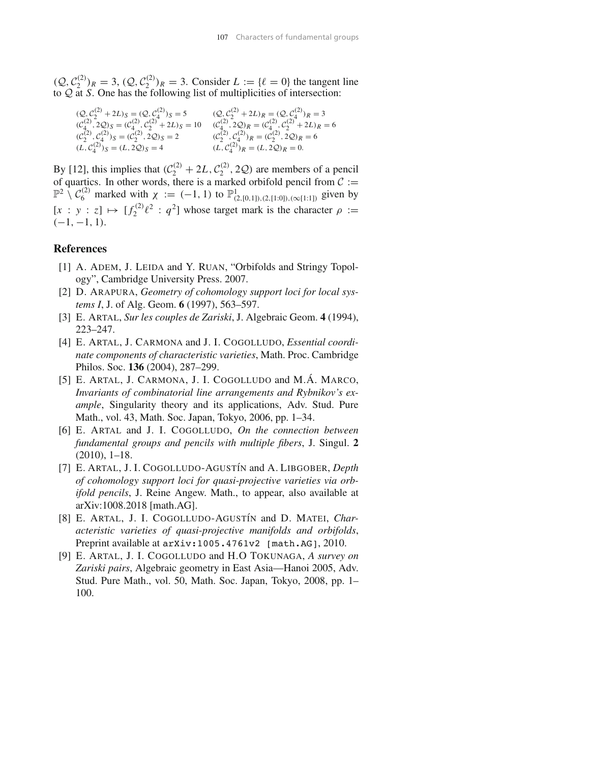$(\mathcal{Q}, \mathcal{C}_2^{(2)})_R = 3$, $(\mathcal{Q}, \mathcal{C}_2^{(2)})_R = 3$. Consider $L := \{\ell = 0\}$ the tangent line to $\mathcal{Q}$ at $S$. One has the following list of multiplicities of intersection:

$$
\begin{array}{ll}
(\mathcal{Q}, \mathcal{C}_2^{(2)} + 2L)_S = (\mathcal{Q}, \mathcal{C}_4^{(2)})_S = 5 & (\mathcal{Q}, \mathcal{C}_2^{(2)} + 2L)_R = (\mathcal{Q}, \mathcal{C}_4^{(2)})_R = 3 \\
(\mathcal{C}_4^{(2)}, 2\mathcal{Q})_S = (\mathcal{C}_4^{(2)}, \mathcal{C}_2^{(2)} + 2L)_S = 10 & (\mathcal{C}_4^{(2)}, 2\mathcal{Q})_R = (\mathcal{C}_4^{(2)}, \mathcal{C}_2^{(2)} + 2L)_R = 6 \\
(\mathcal{C}_2^{(2)}, \mathcal{C}_4^{(2)})_S = (\mathcal{C}_2^{(2)}, 2\mathcal{Q})_S = 2 & (\mathcal{C}_2^{(2)}, \mathcal{C}_4^{(2)})_R = (\mathcal{C}_2^{(2)}, 2\mathcal{Q})_R = 6 \\
(L, \mathcal{C}_4^{(2)})_S = (L, 2\mathcal{Q})_S = 4 & (L, \mathcal{C}_4^{(2)})_R = (L, 2\mathcal{Q})_R = 0.
\end{array}
$$

By [12], this implies that $(\mathcal{C}_2^{(2)} + 2L, \mathcal{C}_2^{(2)}, 2\mathcal{Q})$ are members of a pencil of quartics. In other words, there is a marked orbifold pencil from $\mathcal{C} := \mathbb{P}^2 \setminus \mathcal{C}_6^{(2)}$ marked with $\chi := (-1, 1)$ to $\mathbb{P}^1_{(2,[0,1]),(2,[1:0]),(\infty[1:1])}$ given by $[x : y : z] \mapsto [f_2^{(2)}\ell^2 : q^2]$ whose target mark is the character $\rho := (-1, -1, 1)$.

## References

[1] A. Adem, J. Leida and Y. Ruan, "Orbifolds and Stringy Topology", Cambridge University Press. 2007.

[2] D. Arapura, *Geometry of cohomology support loci for local systems I*, J. of Alg. Geom. **6** (1997), 563–597.

[3] E. Artal, *Sur les couples de Zariski*, J. Algebraic Geom. **4** (1994), 223–247.

[4] E. Artal, J. Carmona and J. I. Cogolludo, *Essential coordinate components of characteristic varieties*, Math. Proc. Cambridge Philos. Soc. **136** (2004), 287–299.

[5] E. Artal, J. Carmona, J. I. Cogolludo and M.Á. Marco, *Invariants of combinatorial line arrangements and Rybnikov's example*, Singularity theory and its applications, Adv. Stud. Pure Math., vol. 43, Math. Soc. Japan, Tokyo, 2006, pp. 1–34.

[6] E. Artal and J. I. Cogolludo, *On the connection between fundamental groups and pencils with multiple fibers*, J. Singul. **2** (2010), 1–18.

[7] E. Artal, J. I. Cogolludo-Agustín and A. Libgober, *Depth of cohomology support loci for quasi-projective varieties via orbifold pencils*, J. Reine Angew. Math., to appear, also available at arXiv:1008.2018 [math.AG].

[8] E. Artal, J. I. Cogolludo-Agustín and D. Matei, *Characteristic varieties of quasi-projective manifolds and orbifolds*, Preprint available at `arXiv:1005.4761v2 [math.AG]`, 2010.

[9] E. Artal, J. I. Cogolludo and H.O Tokunaga, *A survey on Zariski pairs*, Algebraic geometry in East Asia—Hanoi 2005, Adv. Stud. Pure Math., vol. 50, Math. Soc. Japan, Tokyo, 2008, pp. 1–100.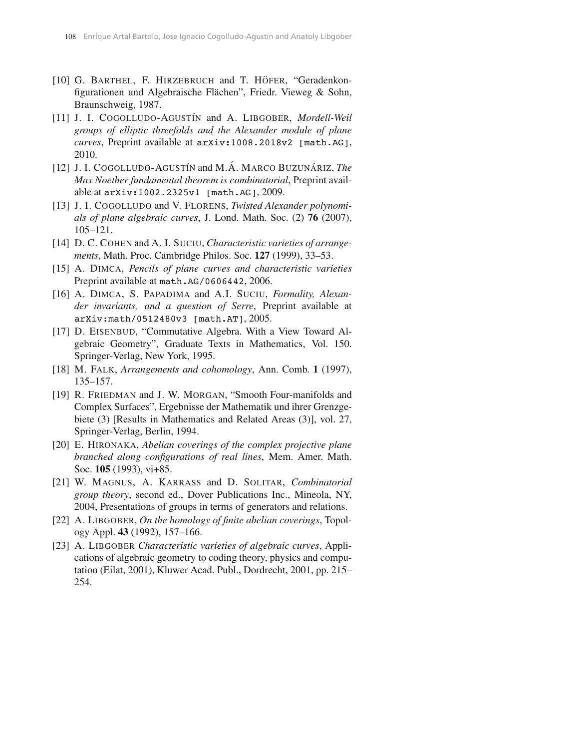[10] G. Barthel, F. Hirzebruch and T. Höfer, "Geradenkonfigurationen und Algebraische Flächen", Friedr. Vieweg & Sohn, Braunschweig, 1987.

[11] J. I. Cogolludo-Agustín and A. Libgober, *Mordell-Weil groups of elliptic threefolds and the Alexander module of plane curves*, Preprint available at `arXiv:1008.2018v2 [math.AG]`, 2010.

[12] J. I. Cogolludo-Agustín and M.Á. Marco Buzunáriz, *The Max Noether fundamental theorem is combinatorial*, Preprint available at `arXiv:1002.2325v1 [math.AG]`, 2009.

[13] J. I. Cogolludo and V. Florens, *Twisted Alexander polynomials of plane algebraic curves*, J. Lond. Math. Soc. (2) **76** (2007), 105–121.

[14] D. C. Cohen and A. I. Suciu, *Characteristic varieties of arrangements*, Math. Proc. Cambridge Philos. Soc. **127** (1999), 33–53.

[15] A. Dimca, *Pencils of plane curves and characteristic varieties* Preprint available at `math.AG/0606442`, 2006.

[16] A. Dimca, S. Papadima and A.I. Suciu, *Formality, Alexander invariants, and a question of Serre*, Preprint available at `arXiv:math/0512480v3 [math.AT]`, 2005.

[17] D. Eisenbud, "Commutative Algebra. With a View Toward Algebraic Geometry", Graduate Texts in Mathematics, Vol. 150. Springer-Verlag, New York, 1995.

[18] M. Falk, *Arrangements and cohomology*, Ann. Comb. **1** (1997), 135–157.

[19] R. Friedman and J. W. Morgan, "Smooth Four-manifolds and Complex Surfaces", Ergebnisse der Mathematik und ihrer Grenzgebiete (3) [Results in Mathematics and Related Areas (3)], vol. 27, Springer-Verlag, Berlin, 1994.

[20] E. Hironaka, *Abelian coverings of the complex projective plane branched along configurations of real lines*, Mem. Amer. Math. Soc. **105** (1993), vi+85.

[21] W. Magnus, A. Karrass and D. Solitar, *Combinatorial group theory*, second ed., Dover Publications Inc., Mineola, NY, 2004, Presentations of groups in terms of generators and relations.

[22] A. Libgober, *On the homology of finite abelian coverings*, Topology Appl. **43** (1992), 157–166.

[23] A. Libgober *Characteristic varieties of algebraic curves*, Applications of algebraic geometry to coding theory, physics and computation (Eilat, 2001), Kluwer Acad. Publ., Dordrecht, 2001, pp. 215–254.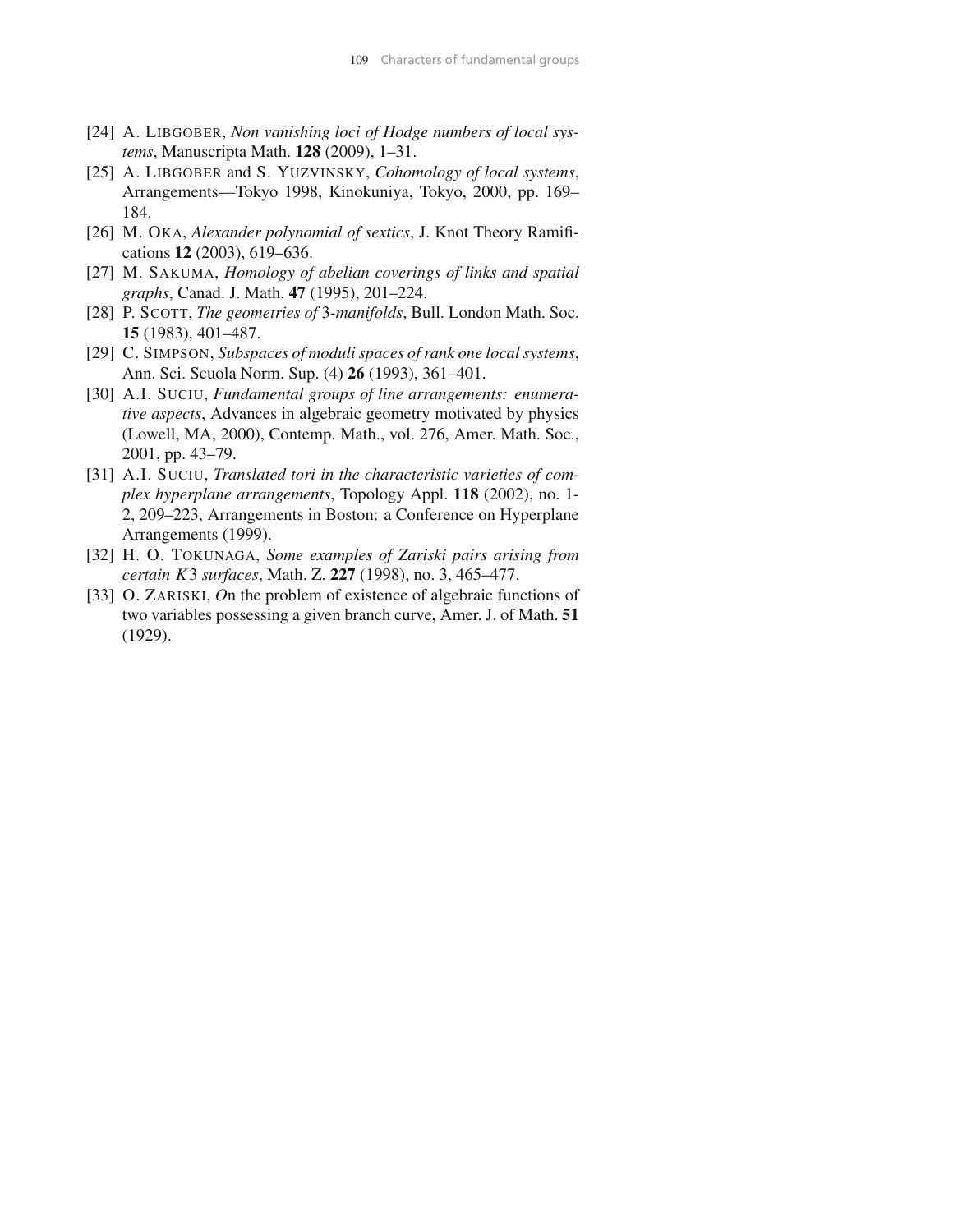[24] A. LIBGOBER, *Non vanishing loci of Hodge numbers of local systems*, Manuscripta Math. **128** (2009), 1–31.

[25] A. LIBGOBER and S. YUZVINSKY, *Cohomology of local systems*, Arrangements—Tokyo 1998, Kinokuniya, Tokyo, 2000, pp. 169–184.

[26] M. OKA, *Alexander polynomial of sextics*, J. Knot Theory Ramifications **12** (2003), 619–636.

[27] M. SAKUMA, *Homology of abelian coverings of links and spatial graphs*, Canad. J. Math. **47** (1995), 201–224.

[28] P. SCOTT, *The geometries of* 3*-manifolds*, Bull. London Math. Soc. **15** (1983), 401–487.

[29] C. SIMPSON, *Subspaces of moduli spaces of rank one local systems*, Ann. Sci. Scuola Norm. Sup. (4) **26** (1993), 361–401.

[30] A.I. SUCIU, *Fundamental groups of line arrangements: enumerative aspects*, Advances in algebraic geometry motivated by physics (Lowell, MA, 2000), Contemp. Math., vol. 276, Amer. Math. Soc., 2001, pp. 43–79.

[31] A.I. SUCIU, *Translated tori in the characteristic varieties of complex hyperplane arrangements*, Topology Appl. **118** (2002), no. 1-2, 209–223, Arrangements in Boston: a Conference on Hyperplane Arrangements (1999).

[32] H. O. TOKUNAGA, *Some examples of Zariski pairs arising from certain K*3 *surfaces*, Math. Z. **227** (1998), no. 3, 465–477.

[33] O. ZARISKI, *O*n the problem of existence of algebraic functions of two variables possessing a given branch curve, Amer. J. of Math. **51** (1929).